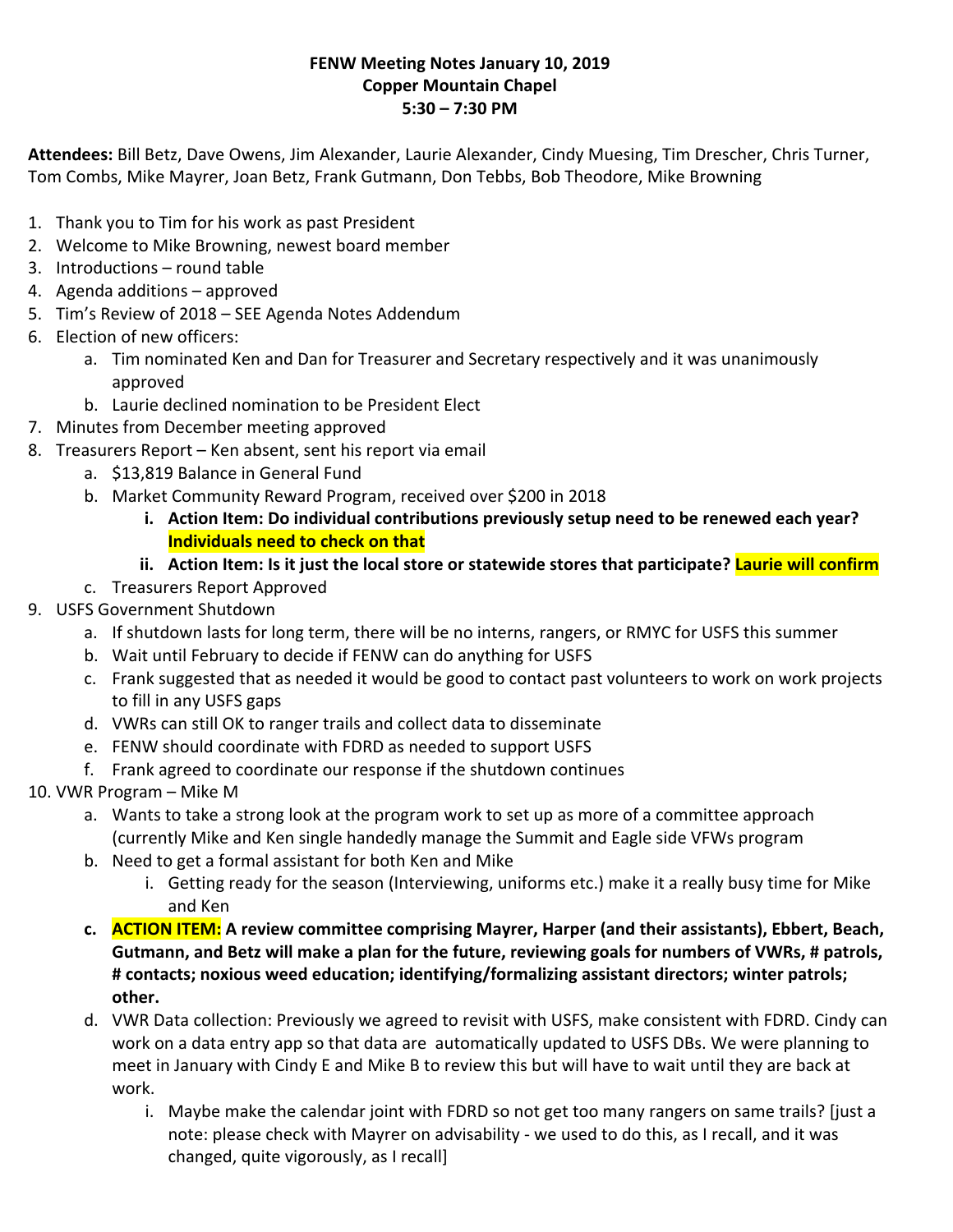**FENW Meeting Notes January 10, 2019**
**Copper Mountain Chapel**
**5:30 – 7:30 PM**

**Attendees:** Bill Betz, Dave Owens, Jim Alexander, Laurie Alexander, Cindy Muesing, Tim Drescher, Chris Turner, Tom Combs, Mike Mayrer, Joan Betz, Frank Gutmann, Don Tebbs, Bob Theodore, Mike Browning

1. Thank you to Tim for his work as past President
2. Welcome to Mike Browning, newest board member
3. Introductions – round table
4. Agenda additions – approved
5. Tim's Review of 2018 – SEE Agenda Notes Addendum
6. Election of new officers:
    a. Tim nominated Ken and Dan for Treasurer and Secretary respectively and it was unanimously approved
    b. Laurie declined nomination to be President Elect
7. Minutes from December meeting approved
8. Treasurers Report – Ken absent, sent his report via email
    a. $13,819 Balance in General Fund
    b. Market Community Reward Program, received over $200 in 2018
        i. **Action Item: Do individual contributions previously setup need to be renewed each year? Individuals need to check on that**
        ii. **Action Item: Is it just the local store or statewide stores that participate? Laurie will confirm**
    c. Treasurers Report Approved
9. USFS Government Shutdown
    a. If shutdown lasts for long term, there will be no interns, rangers, or RMYC for USFS this summer
    b. Wait until February to decide if FENW can do anything for USFS
    c. Frank suggested that as needed it would be good to contact past volunteers to work on work projects to fill in any USFS gaps
    d. VWRs can still OK to ranger trails and collect data to disseminate
    e. FENW should coordinate with FDRD as needed to support USFS
    f. Frank agreed to coordinate our response if the shutdown continues
10. VWR Program – Mike M
    a. Wants to take a strong look at the program work to set up as more of a committee approach (currently Mike and Ken single handedly manage the Summit and Eagle side VFWs program
    b. Need to get a formal assistant for both Ken and Mike
        i. Getting ready for the season (Interviewing, uniforms etc.) make it a really busy time for Mike and Ken
    c. **ACTION ITEM: A review committee comprising Mayrer, Harper (and their assistants), Ebbert, Beach, Gutmann, and Betz will make a plan for the future, reviewing goals for numbers of VWRs, # patrols, # contacts; noxious weed education; identifying/formalizing assistant directors; winter patrols; other.**
    d. VWR Data collection: Previously we agreed to revisit with USFS, make consistent with FDRD. Cindy can work on a data entry app so that data are automatically updated to USFS DBs. We were planning to meet in January with Cindy E and Mike B to review this but will have to wait until they are back at work.
        i. Maybe make the calendar joint with FDRD so not get too many rangers on same trails? [just a note: please check with Mayrer on advisability - we used to do this, as I recall, and it was changed, quite vigorously, as I recall]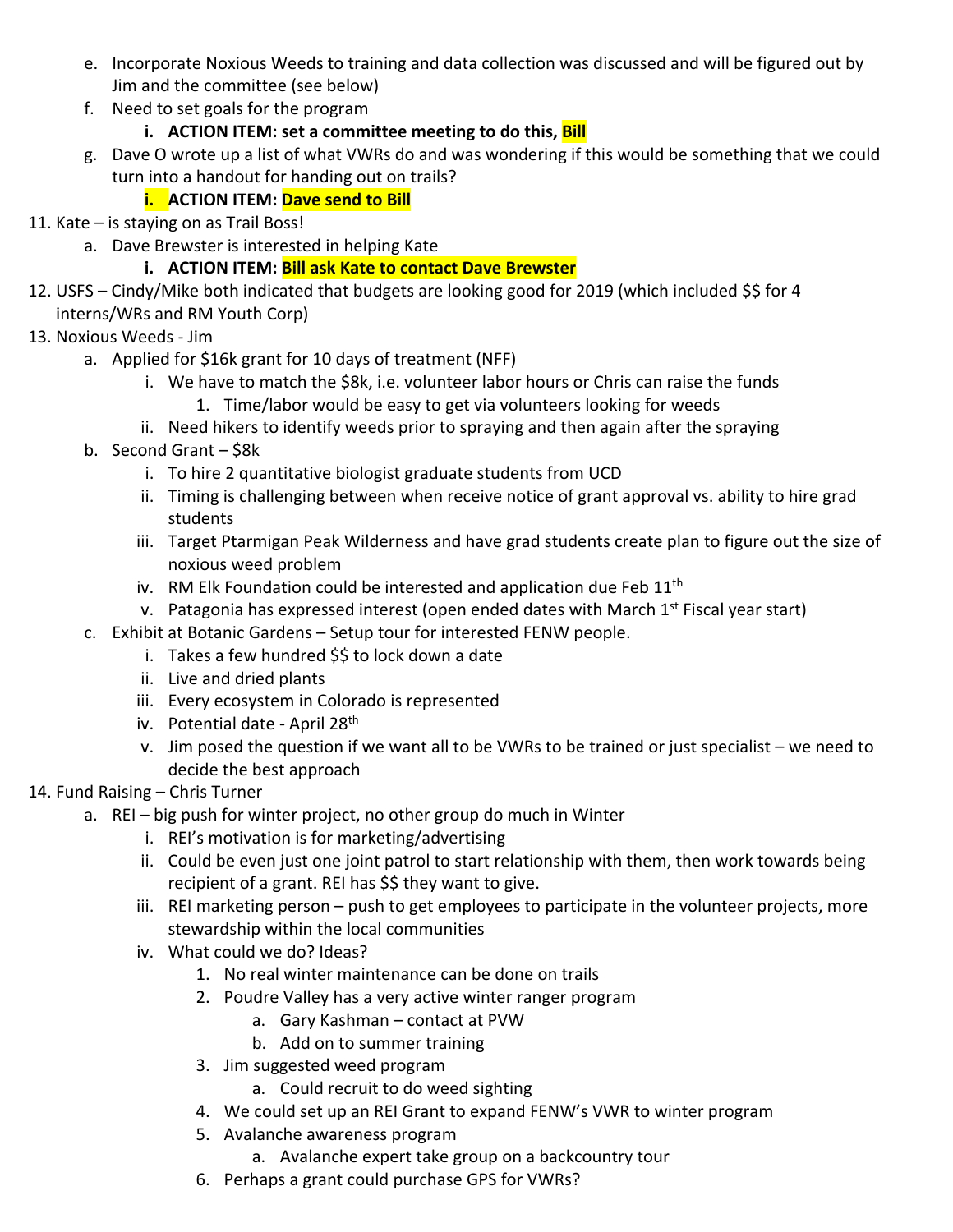e. Incorporate Noxious Weeds to training and data collection was discussed and will be figured out by Jim and the committee (see below)
f. Need to set goals for the program
    i. **ACTION ITEM: set a committee meeting to do this, Bill**
g. Dave O wrote up a list of what VWRs do and was wondering if this would be something that we could turn into a handout for handing out on trails?
    i. **ACTION ITEM: Dave send to Bill**

11. Kate – is staying on as Trail Boss!
    a. Dave Brewster is interested in helping Kate
        i. **ACTION ITEM: Bill ask Kate to contact Dave Brewster**
12. USFS – Cindy/Mike both indicated that budgets are looking good for 2019 (which included $$ for 4 interns/WRs and RM Youth Corp)
13. Noxious Weeds - Jim
    a. Applied for $16k grant for 10 days of treatment (NFF)
        i. We have to match the $8k, i.e. volunteer labor hours or Chris can raise the funds
            1. Time/labor would be easy to get via volunteers looking for weeds
        ii. Need hikers to identify weeds prior to spraying and then again after the spraying
    b. Second Grant – $8k
        i. To hire 2 quantitative biologist graduate students from UCD
        ii. Timing is challenging between when receive notice of grant approval vs. ability to hire grad students
        iii. Target Ptarmigan Peak Wilderness and have grad students create plan to figure out the size of noxious weed problem
        iv. RM Elk Foundation could be interested and application due Feb 11th
        v. Patagonia has expressed interest (open ended dates with March 1st Fiscal year start)
    c. Exhibit at Botanic Gardens – Setup tour for interested FENW people.
        i. Takes a few hundred $$ to lock down a date
        ii. Live and dried plants
        iii. Every ecosystem in Colorado is represented
        iv. Potential date - April 28th
        v. Jim posed the question if we want all to be VWRs to be trained or just specialist – we need to decide the best approach
14. Fund Raising – Chris Turner
    a. REI – big push for winter project, no other group do much in Winter
        i. REI's motivation is for marketing/advertising
        ii. Could be even just one joint patrol to start relationship with them, then work towards being recipient of a grant. REI has $$ they want to give.
        iii. REI marketing person – push to get employees to participate in the volunteer projects, more stewardship within the local communities
        iv. What could we do? Ideas?
            1. No real winter maintenance can be done on trails
            2. Poudre Valley has a very active winter ranger program
                a. Gary Kashman – contact at PVW
                b. Add on to summer training
            3. Jim suggested weed program
                a. Could recruit to do weed sighting
            4. We could set up an REI Grant to expand FENW's VWR to winter program
            5. Avalanche awareness program
                a. Avalanche expert take group on a backcountry tour
            6. Perhaps a grant could purchase GPS for VWRs?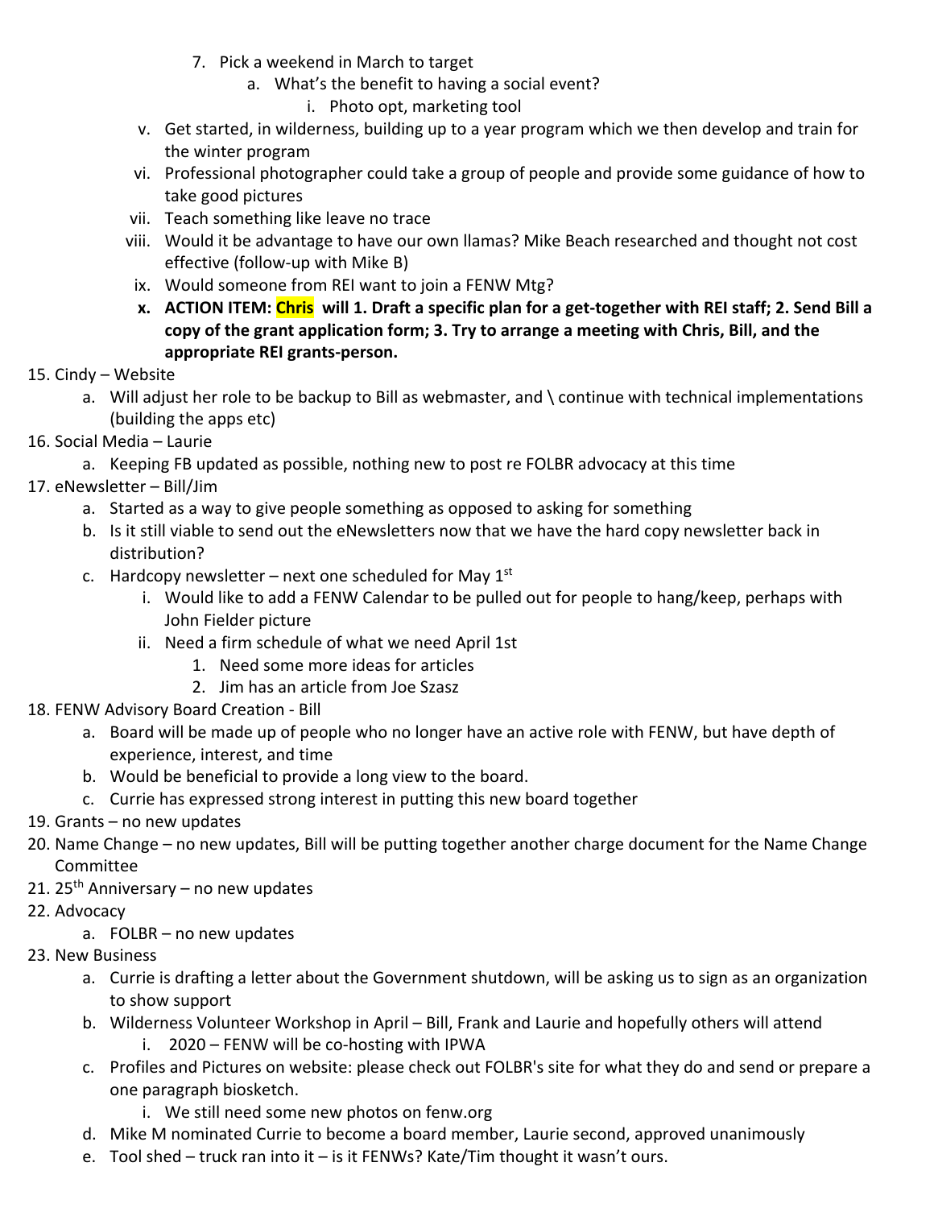7. Pick a weekend in March to target
    a. What's the benefit to having a social event?
        i. Photo opt, marketing tool

v. Get started, in wilderness, building up to a year program which we then develop and train for the winter program

vi. Professional photographer could take a group of people and provide some guidance of how to take good pictures

vii. Teach something like leave no trace

viii. Would it be advantage to have our own llamas? Mike Beach researched and thought not cost effective (follow-up with Mike B)

ix. Would someone from REI want to join a FENW Mtg?

x. **ACTION ITEM: Chris will 1. Draft a specific plan for a get-together with REI staff; 2. Send Bill a copy of the grant application form; 3. Try to arrange a meeting with Chris, Bill, and the appropriate REI grants-person.**

15. Cindy – Website
    a. Will adjust her role to be backup to Bill as webmaster, and \ continue with technical implementations (building the apps etc)
16. Social Media – Laurie
    a. Keeping FB updated as possible, nothing new to post re FOLBR advocacy at this time
17. eNewsletter – Bill/Jim
    a. Started as a way to give people something as opposed to asking for something
    b. Is it still viable to send out the eNewsletters now that we have the hard copy newsletter back in distribution?
    c. Hardcopy newsletter – next one scheduled for May 1st
        i. Would like to add a FENW Calendar to be pulled out for people to hang/keep, perhaps with John Fielder picture
        ii. Need a firm schedule of what we need April 1st
            1. Need some more ideas for articles
            2. Jim has an article from Joe Szasz
18. FENW Advisory Board Creation - Bill
    a. Board will be made up of people who no longer have an active role with FENW, but have depth of experience, interest, and time
    b. Would be beneficial to provide a long view to the board.
    c. Currie has expressed strong interest in putting this new board together
19. Grants – no new updates
20. Name Change – no new updates, Bill will be putting together another charge document for the Name Change Committee
21. 25th Anniversary – no new updates
22. Advocacy
    a. FOLBR – no new updates
23. New Business
    a. Currie is drafting a letter about the Government shutdown, will be asking us to sign as an organization to show support
    b. Wilderness Volunteer Workshop in April – Bill, Frank and Laurie and hopefully others will attend
        i. 2020 – FENW will be co-hosting with IPWA
    c. Profiles and Pictures on website: please check out FOLBR's site for what they do and send or prepare a one paragraph biosketch.
        i. We still need some new photos on fenw.org
    d. Mike M nominated Currie to become a board member, Laurie second, approved unanimously
    e. Tool shed – truck ran into it – is it FENWs? Kate/Tim thought it wasn't ours.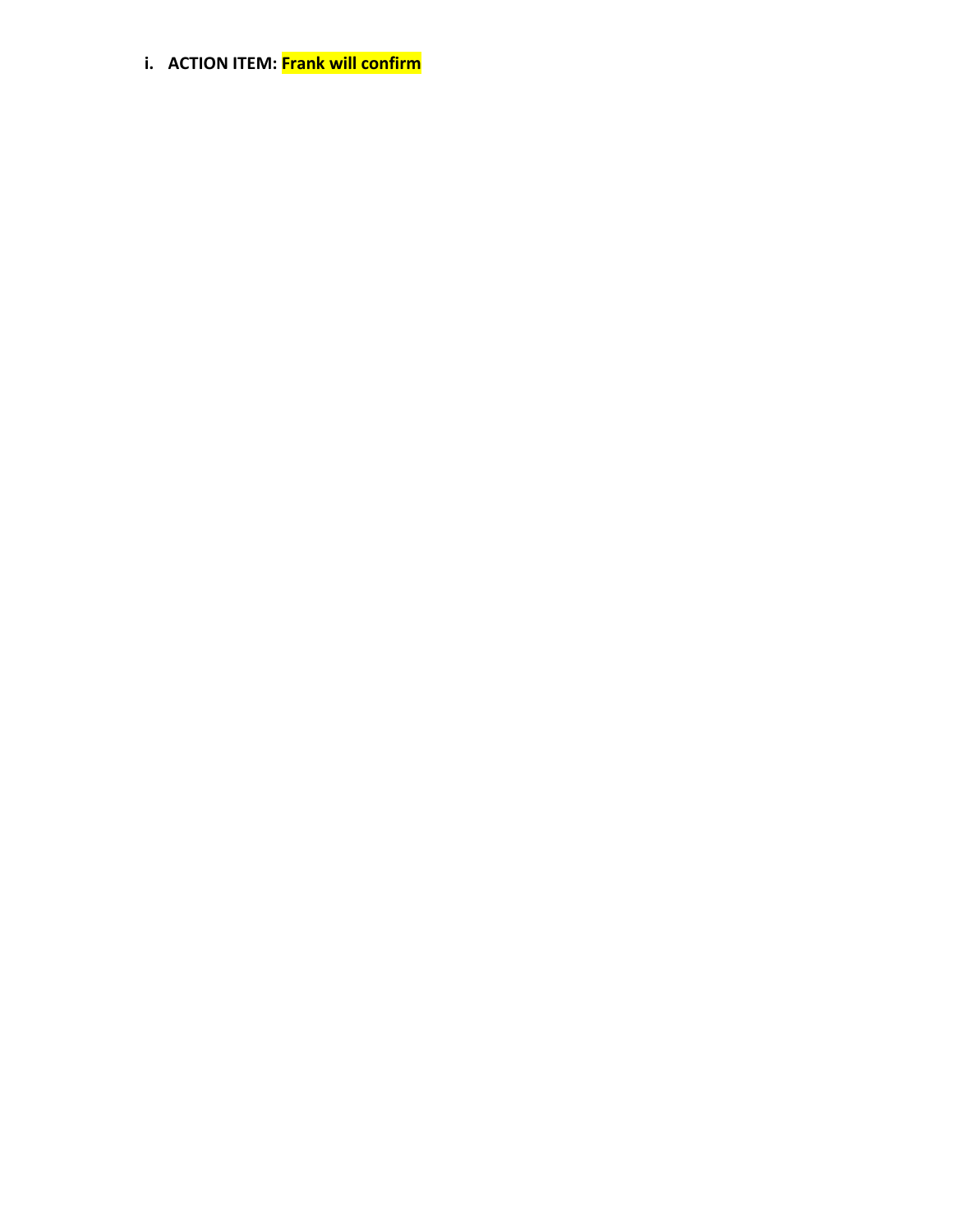i. **ACTION ITEM: Frank will confirm**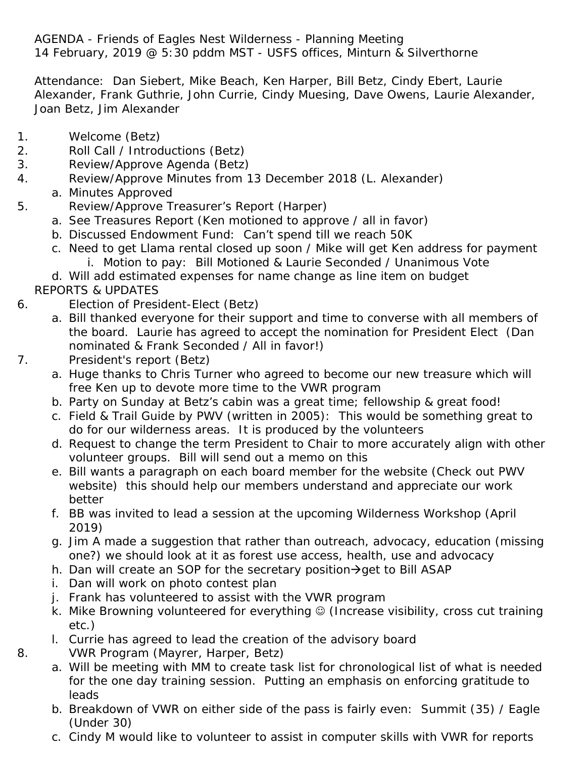AGENDA - Friends of Eagles Nest Wilderness - Planning Meeting
14 February, 2019 @ 5:30 pddm MST - USFS offices, Minturn & Silverthorne

Attendance: Dan Siebert, Mike Beach, Ken Harper, Bill Betz, Cindy Ebert, Laurie Alexander, Frank Guthrie, John Currie, Cindy Muesing, Dave Owens, Laurie Alexander, Joan Betz, Jim Alexander

1. Welcome (Betz)
2. Roll Call / Introductions (Betz)
3. Review/Approve Agenda (Betz)
4. Review/Approve Minutes from 13 December 2018 (L. Alexander)
   a. Minutes Approved
5. Review/Approve Treasurer's Report (Harper)
   a. See Treasures Report (Ken motioned to approve / all in favor)
   b. Discussed Endowment Fund: Can't spend till we reach 50K
   c. Need to get Llama rental closed up soon / Mike will get Ken address for payment
      i. Motion to pay: Bill Motioned & Laurie Seconded / Unanimous Vote
   d. Will add estimated expenses for name change as line item on budget

REPORTS & UPDATES

6. Election of President-Elect (Betz)
   a. Bill thanked everyone for their support and time to converse with all members of the board. Laurie has agreed to accept the nomination for President Elect (Dan nominated & Frank Seconded / All in favor!)
7. President's report (Betz)
   a. Huge thanks to Chris Turner who agreed to become our new treasure which will free Ken up to devote more time to the VWR program
   b. Party on Sunday at Betz's cabin was a great time; fellowship & great food!
   c. Field & Trail Guide by PWV (written in 2005): This would be something great to do for our wilderness areas. It is produced by the volunteers
   d. Request to change the term President to Chair to more accurately align with other volunteer groups. Bill will send out a memo on this
   e. Bill wants a paragraph on each board member for the website (Check out PWV website) this should help our members understand and appreciate our work better
   f. BB was invited to lead a session at the upcoming Wilderness Workshop (April 2019)
   g. Jim A made a suggestion that rather than outreach, advocacy, education (missing one?) we should look at it as forest use access, health, use and advocacy
   h. Dan will create an SOP for the secretary position→get to Bill ASAP
   i. Dan will work on photo contest plan
   j. Frank has volunteered to assist with the VWR program
   k. Mike Browning volunteered for everything ☺ (Increase visibility, cross cut training etc.)
   l. Currie has agreed to lead the creation of the advisory board
8. VWR Program (Mayrer, Harper, Betz)
   a. Will be meeting with MM to create task list for chronological list of what is needed for the one day training session. Putting an emphasis on enforcing gratitude to leads
   b. Breakdown of VWR on either side of the pass is fairly even: Summit (35) / Eagle (Under 30)
   c. Cindy M would like to volunteer to assist in computer skills with VWR for reports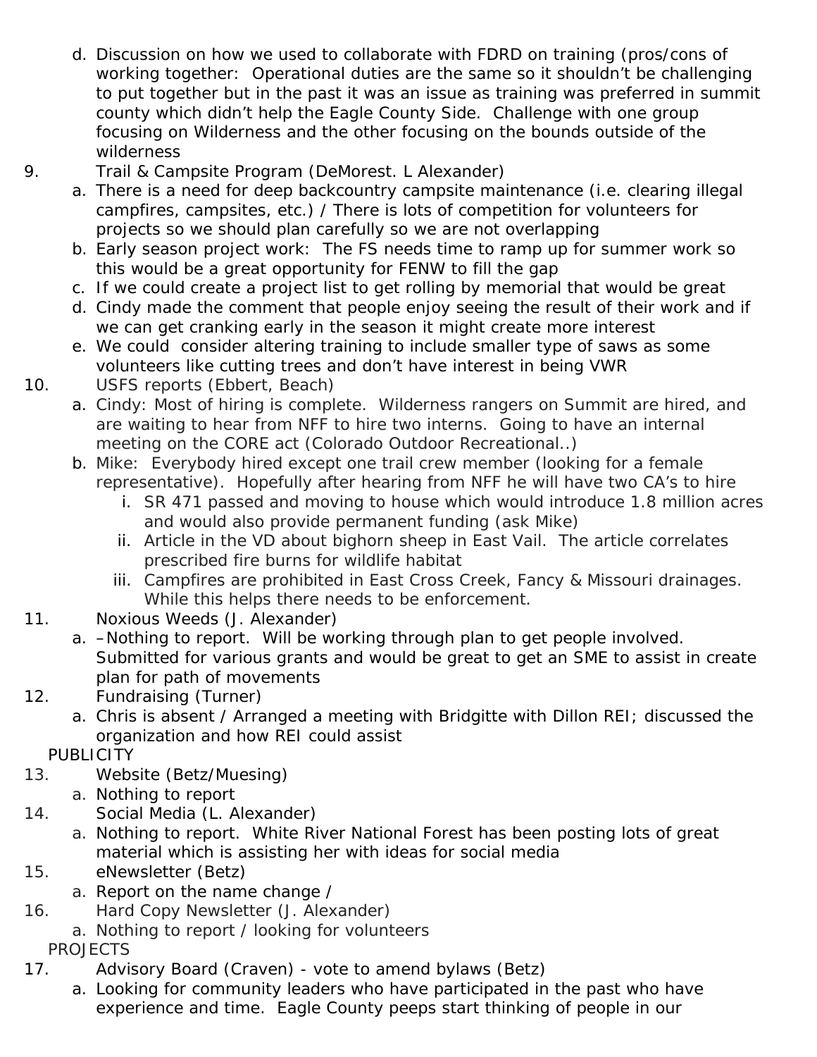d. Discussion on how we used to collaborate with FDRD on training (pros/cons of working together: Operational duties are the same so it shouldn't be challenging to put together but in the past it was an issue as training was preferred in summit county which didn't help the Eagle County Side. Challenge with one group focusing on Wilderness and the other focusing on the bounds outside of the wilderness

9. Trail & Campsite Program (DeMorest. L Alexander)
   a. There is a need for deep backcountry campsite maintenance (i.e. clearing illegal campfires, campsites, etc.) / There is lots of competition for volunteers for projects so we should plan carefully so we are not overlapping
   b. Early season project work: The FS needs time to ramp up for summer work so this would be a great opportunity for FENW to fill the gap
   c. If we could create a project list to get rolling by memorial that would be great
   d. Cindy made the comment that people enjoy seeing the result of their work and if we can get cranking early in the season it might create more interest
   e. We could consider altering training to include smaller type of saws as some volunteers like cutting trees and don't have interest in being VWR

10. USFS reports (Ebbert, Beach)
    a. Cindy: Most of hiring is complete. Wilderness rangers on Summit are hired, and are waiting to hear from NFF to hire two interns. Going to have an internal meeting on the CORE act (Colorado Outdoor Recreational..)
    b. Mike: Everybody hired except one trail crew member (looking for a female representative). Hopefully after hearing from NFF he will have two CA's to hire
       i. SR 471 passed and moving to house which would introduce 1.8 million acres and would also provide permanent funding (ask Mike)
       ii. Article in the VD about bighorn sheep in East Vail. The article correlates prescribed fire burns for wildlife habitat
       iii. Campfires are prohibited in East Cross Creek, Fancy & Missouri drainages. While this helps there needs to be enforcement.

11. Noxious Weeds (J. Alexander)
    a. –Nothing to report. Will be working through plan to get people involved. Submitted for various grants and would be great to get an SME to assist in create plan for path of movements

12. Fundraising (Turner)
    a. Chris is absent / Arranged a meeting with Bridgitte with Dillon REI; discussed the organization and how REI could assist

PUBLICITY

13. Website (Betz/Muesing)
    a. Nothing to report

14. Social Media (L. Alexander)
    a. Nothing to report. White River National Forest has been posting lots of great material which is assisting her with ideas for social media

15. eNewsletter (Betz)
    a. Report on the name change /

16. Hard Copy Newsletter (J. Alexander)
    a. Nothing to report / looking for volunteers

PROJECTS

17. Advisory Board (Craven) - vote to amend bylaws (Betz)
    a. Looking for community leaders who have participated in the past who have experience and time. Eagle County peeps start thinking of people in our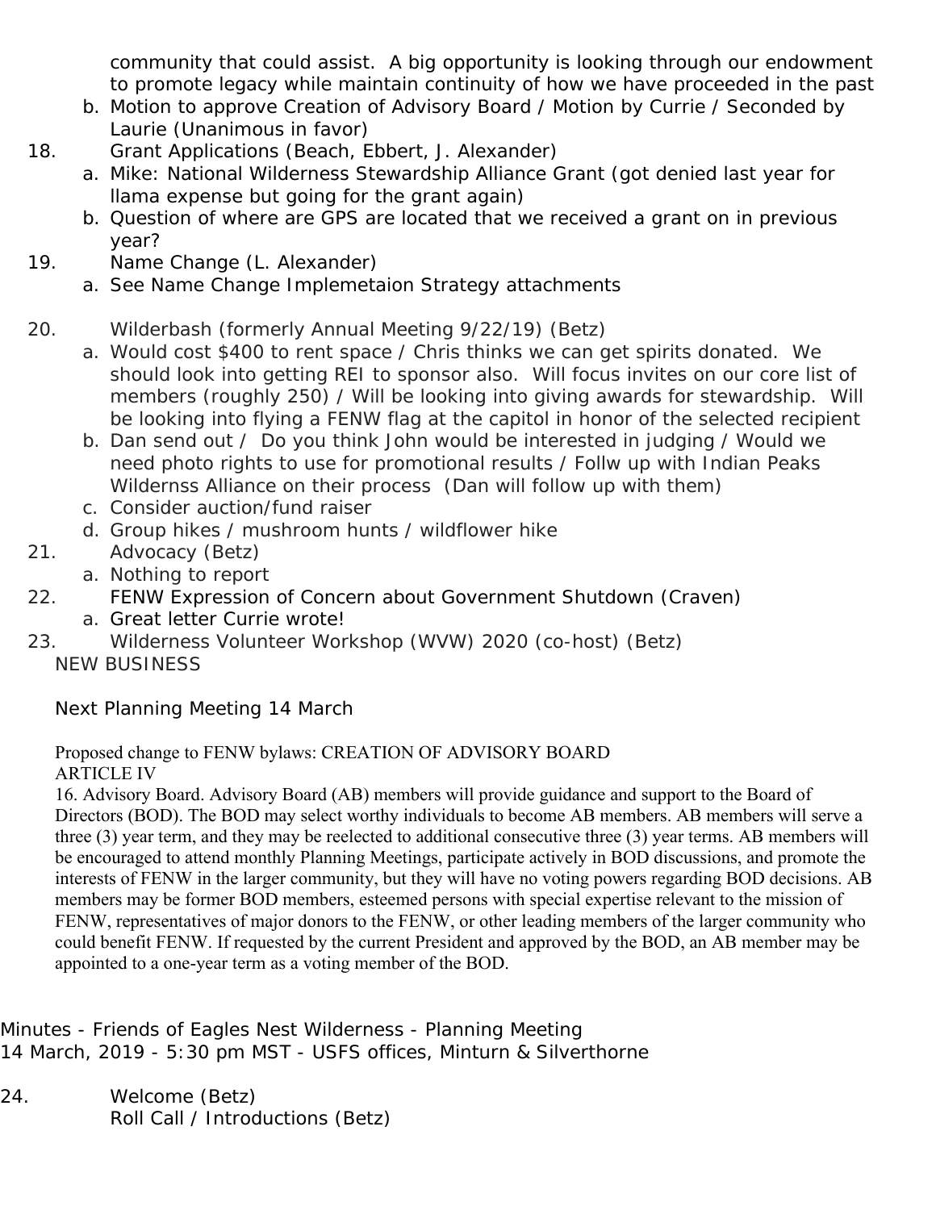community that could assist. A big opportunity is looking through our endowment to promote legacy while maintain continuity of how we have proceeded in the past

b. Motion to approve Creation of Advisory Board / Motion by Currie / Seconded by Laurie (Unanimous in favor)

18. Grant Applications (Beach, Ebbert, J. Alexander)
    a. Mike: National Wilderness Stewardship Alliance Grant (got denied last year for llama expense but going for the grant again)
    b. Question of where are GPS are located that we received a grant on in previous year?
19. Name Change (L. Alexander)
    a. See Name Change Implemetaion Strategy attachments
20. Wilderbash (formerly Annual Meeting 9/22/19) (Betz)
    a. Would cost $400 to rent space / Chris thinks we can get spirits donated. We should look into getting REI to sponsor also. Will focus invites on our core list of members (roughly 250) / Will be looking into giving awards for stewardship. Will be looking into flying a FENW flag at the capitol in honor of the selected recipient
    b. Dan send out / Do you think John would be interested in judging / Would we need photo rights to use for promotional results / Follw up with Indian Peaks Wildernss Alliance on their process (Dan will follow up with them)
    c. Consider auction/fund raiser
    d. Group hikes / mushroom hunts / wildflower hike
21. Advocacy (Betz)
    a. Nothing to report
22. FENW Expression of Concern about Government Shutdown (Craven)
    a. Great letter Currie wrote!
23. Wilderness Volunteer Workshop (WVW) 2020 (co-host) (Betz)

NEW BUSINESS

Next Planning Meeting 14 March

Proposed change to FENW bylaws: CREATION OF ADVISORY BOARD
ARTICLE IV

16. Advisory Board. Advisory Board (AB) members will provide guidance and support to the Board of Directors (BOD). The BOD may select worthy individuals to become AB members. AB members will serve a three (3) year term, and they may be reelected to additional consecutive three (3) year terms. AB members will be encouraged to attend monthly Planning Meetings, participate actively in BOD discussions, and promote the interests of FENW in the larger community, but they will have no voting powers regarding BOD decisions. AB members may be former BOD members, esteemed persons with special expertise relevant to the mission of FENW, representatives of major donors to the FENW, or other leading members of the larger community who could benefit FENW. If requested by the current President and approved by the BOD, an AB member may be appointed to a one-year term as a voting member of the BOD.

Minutes - Friends of Eagles Nest Wilderness - Planning Meeting
14 March, 2019 - 5:30 pm MST - USFS offices, Minturn & Silverthorne

24. Welcome (Betz)
    Roll Call / Introductions (Betz)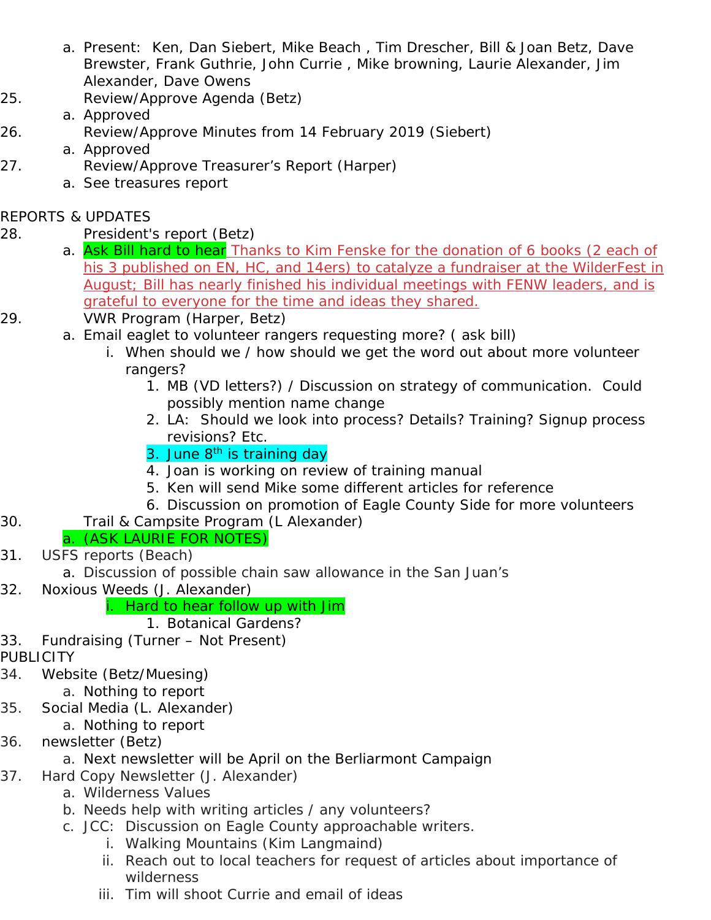a. Present: Ken, Dan Siebert, Mike Beach , Tim Drescher, Bill & Joan Betz, Dave Brewster, Frank Guthrie, John Currie , Mike browning, Laurie Alexander, Jim Alexander, Dave Owens

25. Review/Approve Agenda (Betz)
    a. Approved
26. Review/Approve Minutes from 14 February 2019 (Siebert)
    a. Approved
27. Review/Approve Treasurer's Report (Harper)
    a. See treasures report

REPORTS & UPDATES

28. President's report (Betz)
    a. Ask Bill hard to hear Thanks to Kim Fenske for the donation of 6 books (2 each of his 3 published on EN, HC, and 14ers) to catalyze a fundraiser at the WilderFest in August; Bill has nearly finished his individual meetings with FENW leaders, and is grateful to everyone for the time and ideas they shared.
29. VWR Program (Harper, Betz)
    a. Email eaglet to volunteer rangers requesting more? ( ask bill)
        i. When should we / how should we get the word out about more volunteer rangers?
            1. MB (VD letters?) / Discussion on strategy of communication. Could possibly mention name change
            2. LA: Should we look into process? Details? Training? Signup process revisions? Etc.
            3. June 8th is training day
            4. Joan is working on review of training manual
            5. Ken will send Mike some different articles for reference
            6. Discussion on promotion of Eagle County Side for more volunteers
30. Trail & Campsite Program (L Alexander)
    a. (ASK LAURIE FOR NOTES)
31. USFS reports (Beach)
    a. Discussion of possible chain saw allowance in the San Juan's
32. Noxious Weeds (J. Alexander)
        i. Hard to hear follow up with Jim
            1. Botanical Gardens?
33. Fundraising (Turner – Not Present)

PUBLICITY

34. Website (Betz/Muesing)
    a. Nothing to report
35. Social Media (L. Alexander)
    a. Nothing to report
36. newsletter (Betz)
    a. Next newsletter will be April on the Berliarmont Campaign
37. Hard Copy Newsletter (J. Alexander)
    a. Wilderness Values
    b. Needs help with writing articles / any volunteers?
    c. JCC: Discussion on Eagle County approachable writers.
        i. Walking Mountains (Kim Langmaind)
        ii. Reach out to local teachers for request of articles about importance of wilderness
        iii. Tim will shoot Currie and email of ideas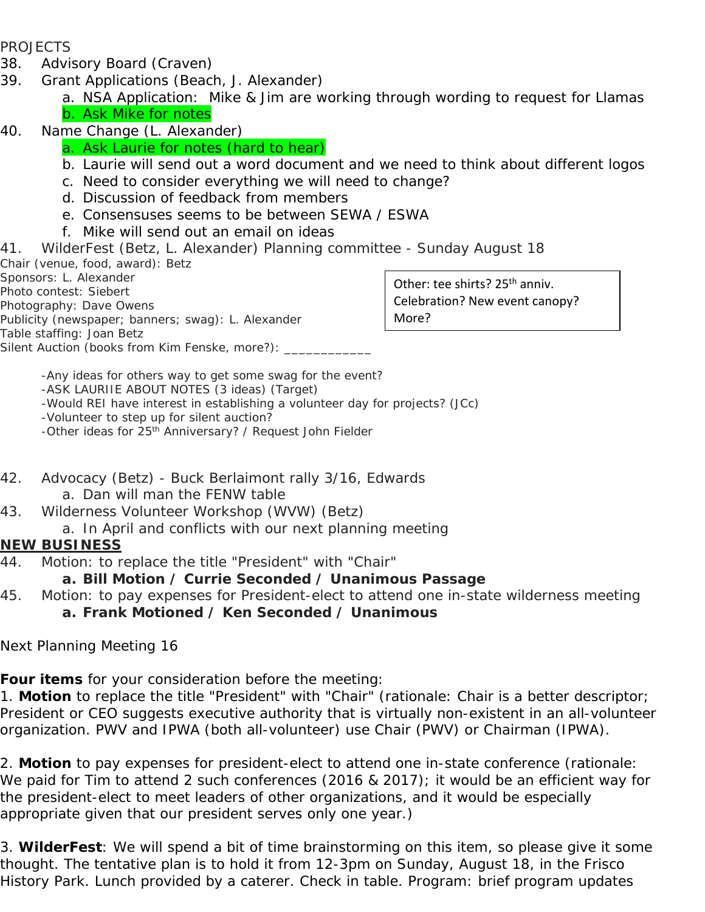PROJECTS

38. Advisory Board (Craven)
39. Grant Applications (Beach, J. Alexander)
    a. NSA Application: Mike & Jim are working through wording to request for Llamas
    b. Ask Mike for notes
40. Name Change (L. Alexander)
    a. Ask Laurie for notes (hard to hear)
    b. Laurie will send out a word document and we need to think about different logos
    c. Need to consider everything we will need to change?
    d. Discussion of feedback from members
    e. Consensuses seems to be between SEWA / ESWA
    f. Mike will send out an email on ideas
41. WilderFest (Betz, L. Alexander) Planning committee - Sunday August 18

Chair (venue, food, award): Betz
Sponsors: L. Alexander
Photo contest: Siebert
Photography: Dave Owens
Publicity (newspaper; banners; swag): L. Alexander
Table staffing: Joan Betz
Silent Auction (books from Kim Fenske, more?): ____________

Other: tee shirts? 25th anniv. Celebration? New event canopy? More?

- -Any ideas for others way to get some swag for the event?
- -ASK LAURIIE ABOUT NOTES (3 ideas) (Target)
- -Would REI have interest in establishing a volunteer day for projects? (JCc)
- -Volunteer to step up for silent auction?
- -Other ideas for 25th Anniversary? / Request John Fielder

42. Advocacy (Betz) - Buck Berlaimont rally 3/16, Edwards
    a. Dan will man the FENW table
43. Wilderness Volunteer Workshop (WVW) (Betz)
    a. In April and conflicts with our next planning meeting

**NEW BUSINESS**

44. Motion: to replace the title "President" with "Chair"
    **a. Bill Motion / Currie Seconded / Unanimous Passage**
45. Motion: to pay expenses for President-elect to attend one in-state wilderness meeting
    **a. Frank Motioned / Ken Seconded / Unanimous**

Next Planning Meeting 16

**Four items** for your consideration before the meeting:

1. **Motion** to replace the title "President" with "Chair" (rationale: Chair is a better descriptor; President or CEO suggests executive authority that is virtually non-existent in an all-volunteer organization. PWV and IPWA (both all-volunteer) use Chair (PWV) or Chairman (IPWA).

2. **Motion** to pay expenses for president-elect to attend one in-state conference (rationale: We paid for Tim to attend 2 such conferences (2016 & 2017); it would be an efficient way for the president-elect to meet leaders of other organizations, and it would be especially appropriate given that our president serves only one year.)

3. **WilderFest**: We will spend a bit of time brainstorming on this item, so please give it some thought. The tentative plan is to hold it from 12-3pm on Sunday, August 18, in the Frisco History Park. Lunch provided by a caterer. Check in table. Program: brief program updates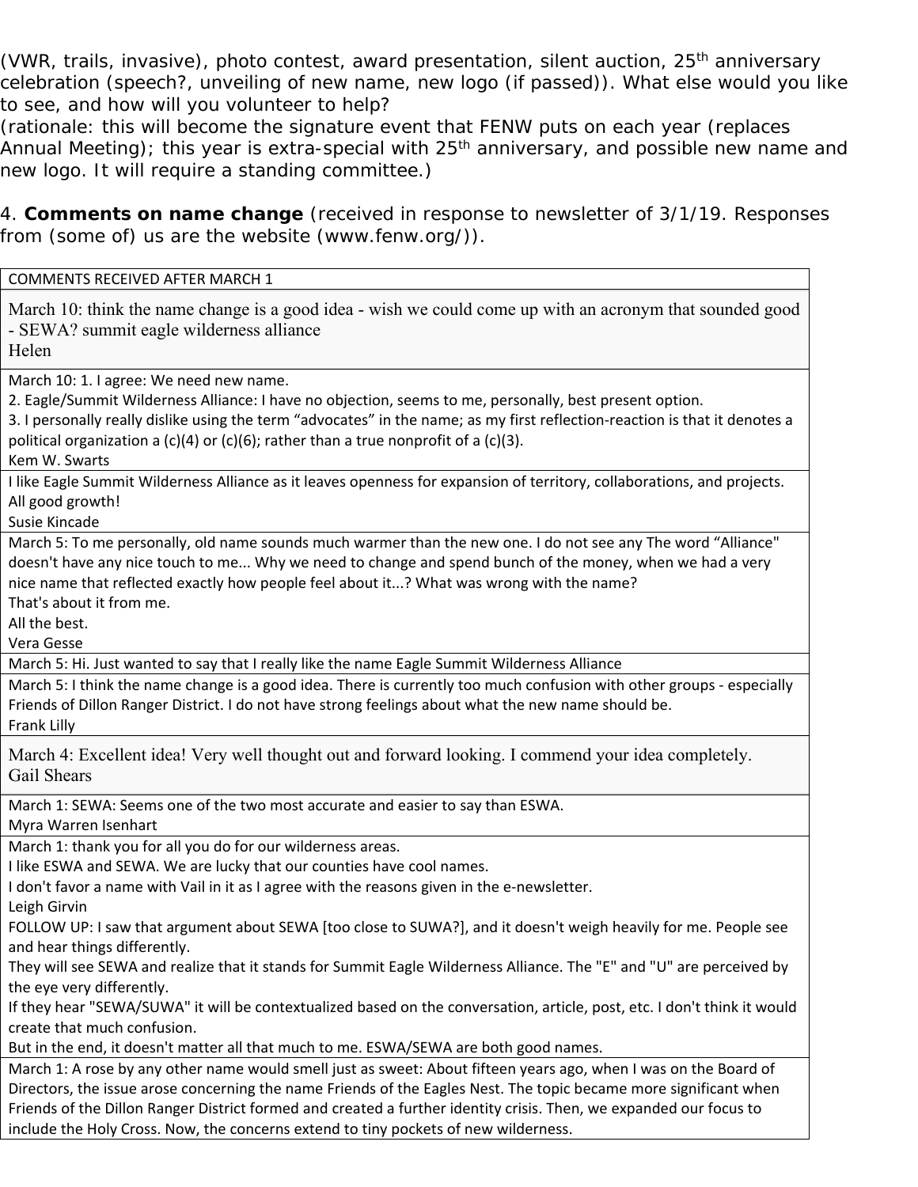(VWR, trails, invasive), photo contest, award presentation, silent auction, 25th anniversary celebration (speech?, unveiling of new name, new logo (if passed)). What else would you like to see, and how will you volunteer to help?
(rationale: this will become the signature event that FENW puts on each year (replaces Annual Meeting); this year is extra-special with 25th anniversary, and possible new name and new logo. It will require a standing committee.)

4. **Comments on name change** (received in response to newsletter of 3/1/19. Responses from (some of) us are the website (www.fenw.org/)).

| COMMENTS RECEIVED AFTER MARCH 1 |
|---|
| March 10: think the name change is a good idea - wish we could come up with an acronym that sounded good - SEWA? summit eagle wilderness alliance<br>Helen |
| March 10: 1. I agree: We need new name.<br>2. Eagle/Summit Wilderness Alliance: I have no objection, seems to me, personally, best present option.<br>3. I personally really dislike using the term "advocates" in the name; as my first reflection-reaction is that it denotes a political organization a (c)(4) or (c)(6); rather than a true nonprofit of a (c)(3).<br>Kem W. Swarts |
| I like Eagle Summit Wilderness Alliance as it leaves openness for expansion of territory, collaborations, and projects. All good growth!<br>Susie Kincade |
| March 5: To me personally, old name sounds much warmer than the new one. I do not see any The word "Alliance" doesn't have any nice touch to me... Why we need to change and spend bunch of the money, when we had a very nice name that reflected exactly how people feel about it...? What was wrong with the name?<br>That's about it from me.<br>All the best.<br>Vera Gesse |
| March 5: Hi. Just wanted to say that I really like the name Eagle Summit Wilderness Alliance |
| March 5: I think the name change is a good idea. There is currently too much confusion with other groups - especially Friends of Dillon Ranger District. I do not have strong feelings about what the new name should be.<br>Frank Lilly |
| March 4: Excellent idea! Very well thought out and forward looking. I commend your idea completely.<br>Gail Shears |
| March 1: SEWA: Seems one of the two most accurate and easier to say than ESWA.<br>Myra Warren Isenhart |
| March 1: thank you for all you do for our wilderness areas.<br>I like ESWA and SEWA. We are lucky that our counties have cool names.<br>I don't favor a name with Vail in it as I agree with the reasons given in the e-newsletter.<br>Leigh Girvin<br>FOLLOW UP: I saw that argument about SEWA [too close to SUWA?], and it doesn't weigh heavily for me. People see and hear things differently.<br>They will see SEWA and realize that it stands for Summit Eagle Wilderness Alliance. The "E" and "U" are perceived by the eye very differently.<br>If they hear "SEWA/SUWA" it will be contextualized based on the conversation, article, post, etc. I don't think it would create that much confusion.<br>But in the end, it doesn't matter all that much to me. ESWA/SEWA are both good names. |
| March 1: A rose by any other name would smell just as sweet: About fifteen years ago, when I was on the Board of Directors, the issue arose concerning the name Friends of the Eagles Nest. The topic became more significant when Friends of the Dillon Ranger District formed and created a further identity crisis. Then, we expanded our focus to include the Holy Cross. Now, the concerns extend to tiny pockets of new wilderness. |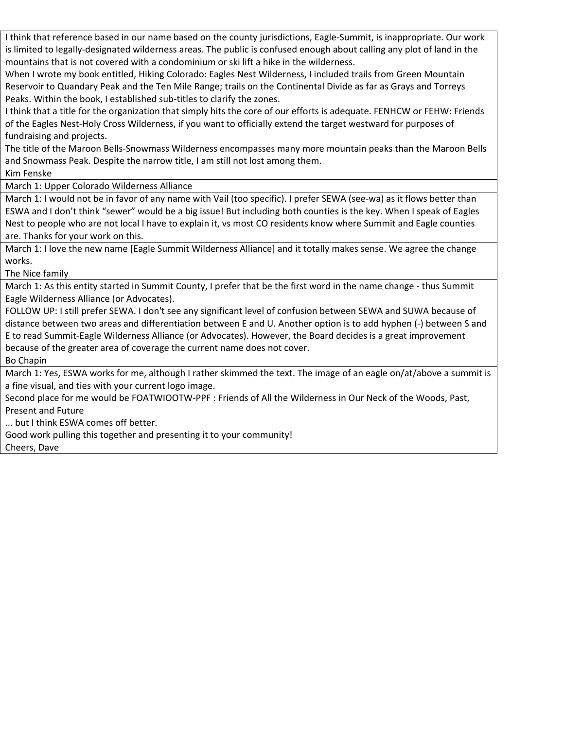| |
|---|
| I think that reference based in our name based on the county jurisdictions, Eagle-Summit, is inappropriate. Our work is limited to legally-designated wilderness areas. The public is confused enough about calling any plot of land in the mountains that is not covered with a condominium or ski lift a hike in the wilderness.<br>When I wrote my book entitled, Hiking Colorado: Eagles Nest Wilderness, I included trails from Green Mountain Reservoir to Quandary Peak and the Ten Mile Range; trails on the Continental Divide as far as Grays and Torreys Peaks. Within the book, I established sub-titles to clarify the zones.<br>I think that a title for the organization that simply hits the core of our efforts is adequate. FENHCW or FEHW: Friends of the Eagles Nest-Holy Cross Wilderness, if you want to officially extend the target westward for purposes of fundraising and projects.<br>The title of the Maroon Bells-Snowmass Wilderness encompasses many more mountain peaks than the Maroon Bells and Snowmass Peak. Despite the narrow title, I am still not lost among them.<br>Kim Fenske |
| March 1: Upper Colorado Wilderness Alliance |
| March 1: I would not be in favor of any name with Vail (too specific). I prefer SEWA (see-wa) as it flows better than ESWA and I don't think "sewer" would be a big issue! But including both counties is the key. When I speak of Eagles Nest to people who are not local I have to explain it, vs most CO residents know where Summit and Eagle counties are. Thanks for your work on this. |
| March 1: I love the new name [Eagle Summit Wilderness Alliance] and it totally makes sense. We agree the change works.<br>The Nice family |
| March 1: As this entity started in Summit County, I prefer that be the first word in the name change - thus Summit Eagle Wilderness Alliance (or Advocates).<br>FOLLOW UP: I still prefer SEWA. I don't see any significant level of confusion between SEWA and SUWA because of distance between two areas and differentiation between E and U. Another option is to add hyphen (-) between S and E to read Summit-Eagle Wilderness Alliance (or Advocates). However, the Board decides is a great improvement because of the greater area of coverage the current name does not cover.<br>Bo Chapin |
| March 1: Yes, ESWA works for me, although I rather skimmed the text. The image of an eagle on/at/above a summit is a fine visual, and ties with your current logo image.<br>Second place for me would be FOATWIOOTW-PPF : Friends of All the Wilderness in Our Neck of the Woods, Past, Present and Future<br>... but I think ESWA comes off better.<br>Good work pulling this together and presenting it to your community!<br>Cheers, Dave |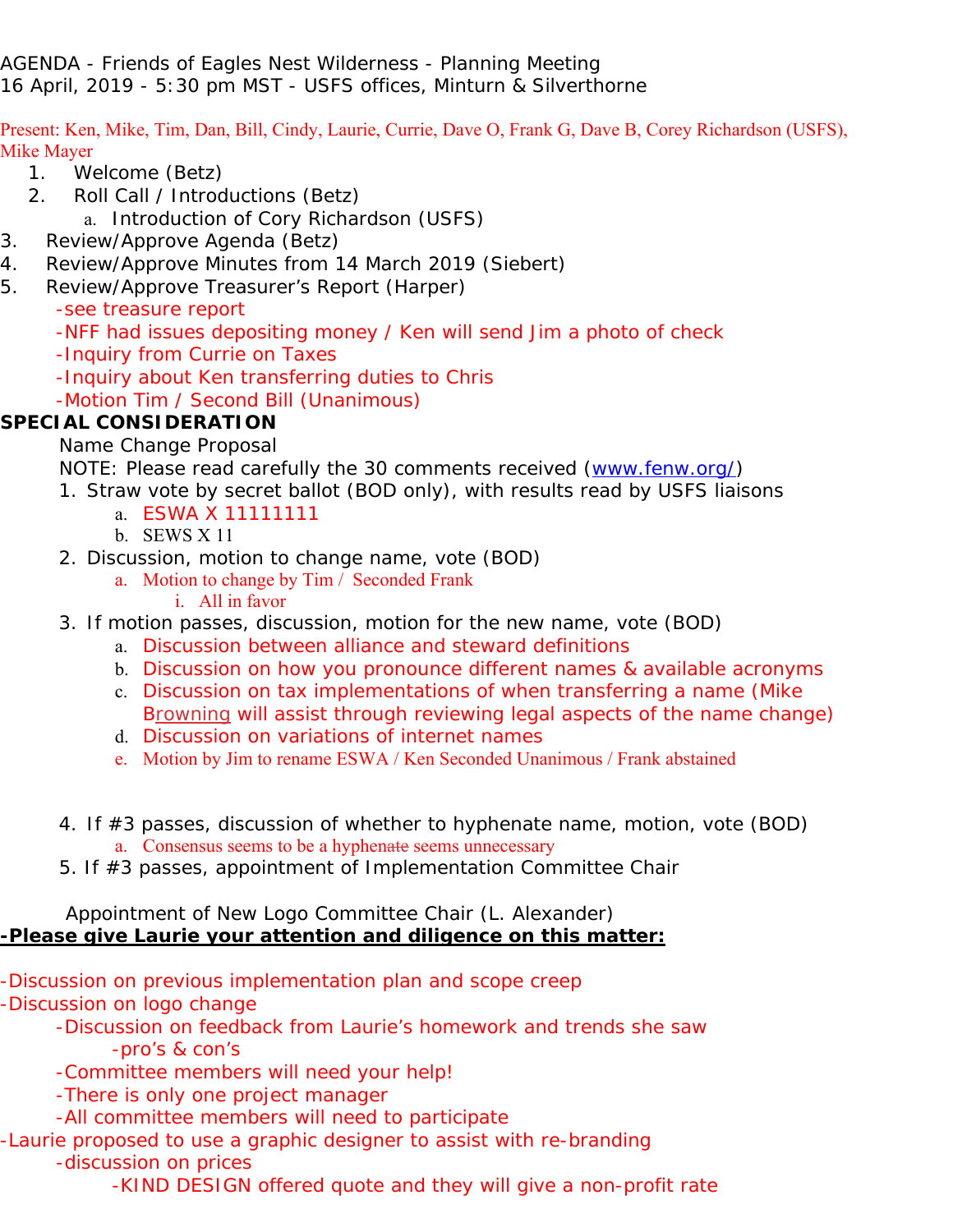AGENDA - Friends of Eagles Nest Wilderness - Planning Meeting
16 April, 2019 - 5:30 pm MST - USFS offices, Minturn & Silverthorne

Present: Ken, Mike, Tim, Dan, Bill, Cindy, Laurie, Currie, Dave O, Frank G, Dave B, Corey Richardson (USFS), Mike Mayer

1. Welcome (Betz)
2. Roll Call / Introductions (Betz)
   a. Introduction of Cory Richardson (USFS)
3. Review/Approve Agenda (Betz)
4. Review/Approve Minutes from 14 March 2019 (Siebert)
5. Review/Approve Treasurer's Report (Harper)
   - -see treasure report
   - -NFF had issues depositing money / Ken will send Jim a photo of check
   - -Inquiry from Currie on Taxes
   - -Inquiry about Ken transferring duties to Chris
   - -Motion Tim / Second Bill (Unanimous)

**SPECIAL CONSIDERATION**

Name Change Proposal

NOTE: Please read carefully the 30 comments received (www.fenw.org/)

1. Straw vote by secret ballot (BOD only), with results read by USFS liaisons
   a. ESWA X 11111111
   b. SEWS X 11
2. Discussion, motion to change name, vote (BOD)
   a. Motion to change by Tim / Seconded Frank
      i. All in favor
3. If motion passes, discussion, motion for the new name, vote (BOD)
   a. Discussion between alliance and steward definitions
   b. Discussion on how you pronounce different names & available acronyms
   c. Discussion on tax implementations of when transferring a name (Mike Browning will assist through reviewing legal aspects of the name change)
   d. Discussion on variations of internet names
   e. Motion by Jim to rename ESWA / Ken Seconded Unanimous / Frank abstained
4. If #3 passes, discussion of whether to hyphenate name, motion, vote (BOD)
   a. Consensus seems to be a hyphen~~ate~~ seems unnecessary
5. If #3 passes, appointment of Implementation Committee Chair

Appointment of New Logo Committee Chair (L. Alexander)

**-Please give Laurie your attention and diligence on this matter:**

-Discussion on previous implementation plan and scope creep
-Discussion on logo change
- -Discussion on feedback from Laurie's homework and trends she saw
  - -pro's & con's
- -Committee members will need your help!
- -There is only one project manager
- -All committee members will need to participate

-Laurie proposed to use a graphic designer to assist with re-branding
- -discussion on prices
  - -KIND DESIGN offered quote and they will give a non-profit rate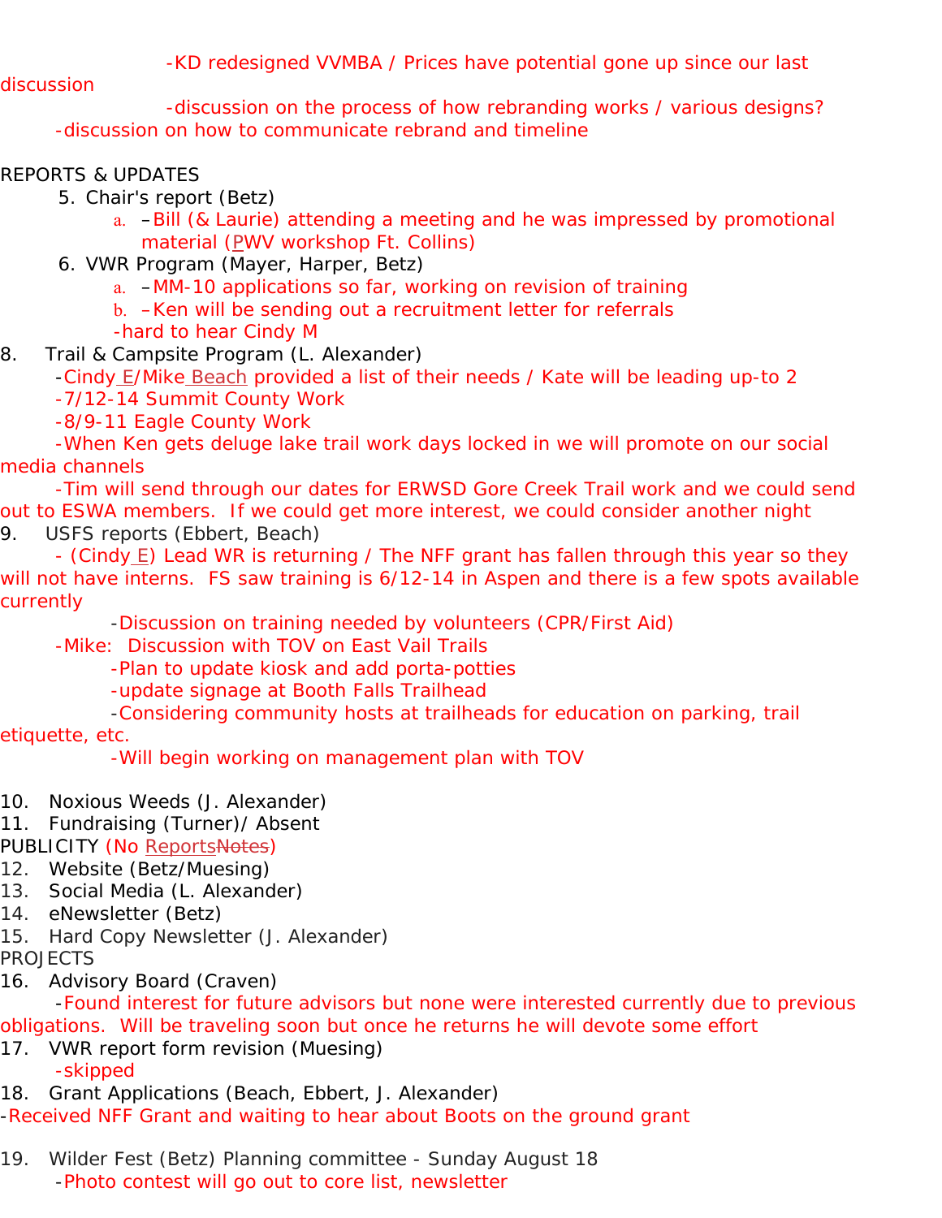-KD redesigned VVMBA / Prices have potential gone up since our last discussion

-discussion on the process of how rebranding works / various designs?

-discussion on how to communicate rebrand and timeline

REPORTS & UPDATES

5. Chair's report (Betz)
   a. –Bill (& Laurie) attending a meeting and he was impressed by promotional material (PWV workshop Ft. Collins)
6. VWR Program (Mayer, Harper, Betz)
   a. –MM-10 applications so far, working on revision of training
   b. –Ken will be sending out a recruitment letter for referrals

   -hard to hear Cindy M

8. Trail & Campsite Program (L. Alexander)

   -Cindy E/Mike Beach provided a list of their needs / Kate will be leading up-to 2

   -7/12-14 Summit County Work

   -8/9-11 Eagle County Work

   -When Ken gets deluge lake trail work days locked in we will promote on our social media channels

   -Tim will send through our dates for ERWSD Gore Creek Trail work and we could send out to ESWA members. If we could get more interest, we could consider another night

9. USFS reports (Ebbert, Beach)

   - (Cindy E) Lead WR is returning / The NFF grant has fallen through this year so they will not have interns. FS saw training is 6/12-14 in Aspen and there is a few spots available currently

   -Discussion on training needed by volunteers (CPR/First Aid)

   -Mike: Discussion with TOV on East Vail Trails

   -Plan to update kiosk and add porta-potties

   -update signage at Booth Falls Trailhead

   -Considering community hosts at trailheads for education on parking, trail etiquette, etc.

   -Will begin working on management plan with TOV

10. Noxious Weeds (J. Alexander)
11. Fundraising (Turner)/ Absent

PUBLICITY (No Reports~~Notes~~)

12. Website (Betz/Muesing)
13. Social Media (L. Alexander)
14. eNewsletter (Betz)
15. Hard Copy Newsletter (J. Alexander)

PROJECTS

16. Advisory Board (Craven)

   -Found interest for future advisors but none were interested currently due to previous obligations. Will be traveling soon but once he returns he will devote some effort

17. VWR report form revision (Muesing)

   -skipped

18. Grant Applications (Beach, Ebbert, J. Alexander)

-Received NFF Grant and waiting to hear about Boots on the ground grant

19. Wilder Fest (Betz) Planning committee - Sunday August 18

   -Photo contest will go out to core list, newsletter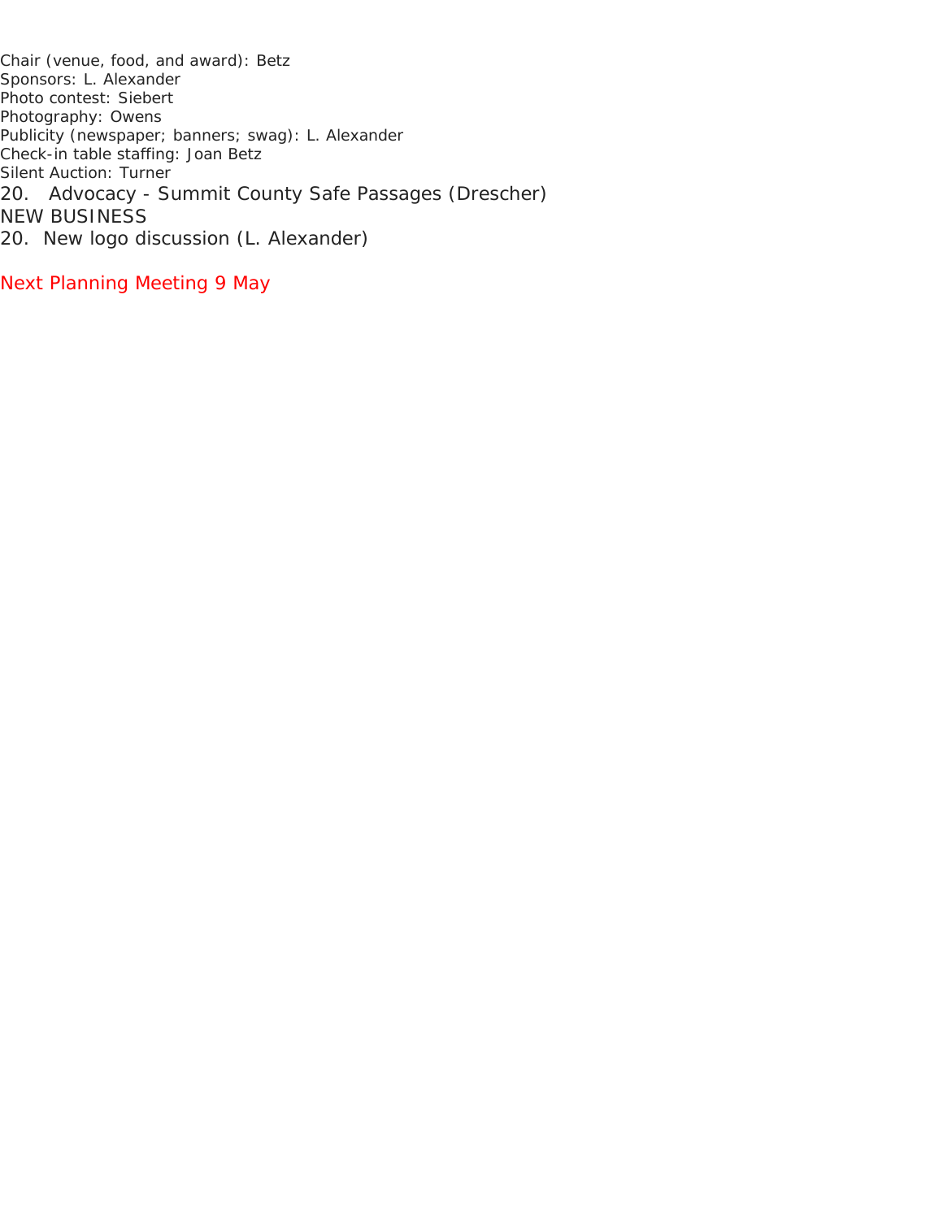Chair (venue, food, and award): Betz
Sponsors: L. Alexander
Photo contest: Siebert
Photography: Owens
Publicity (newspaper; banners; swag): L. Alexander
Check-in table staffing: Joan Betz
Silent Auction: Turner

20. Advocacy - Summit County Safe Passages (Drescher)

NEW BUSINESS

20. New logo discussion (L. Alexander)

Next Planning Meeting 9 May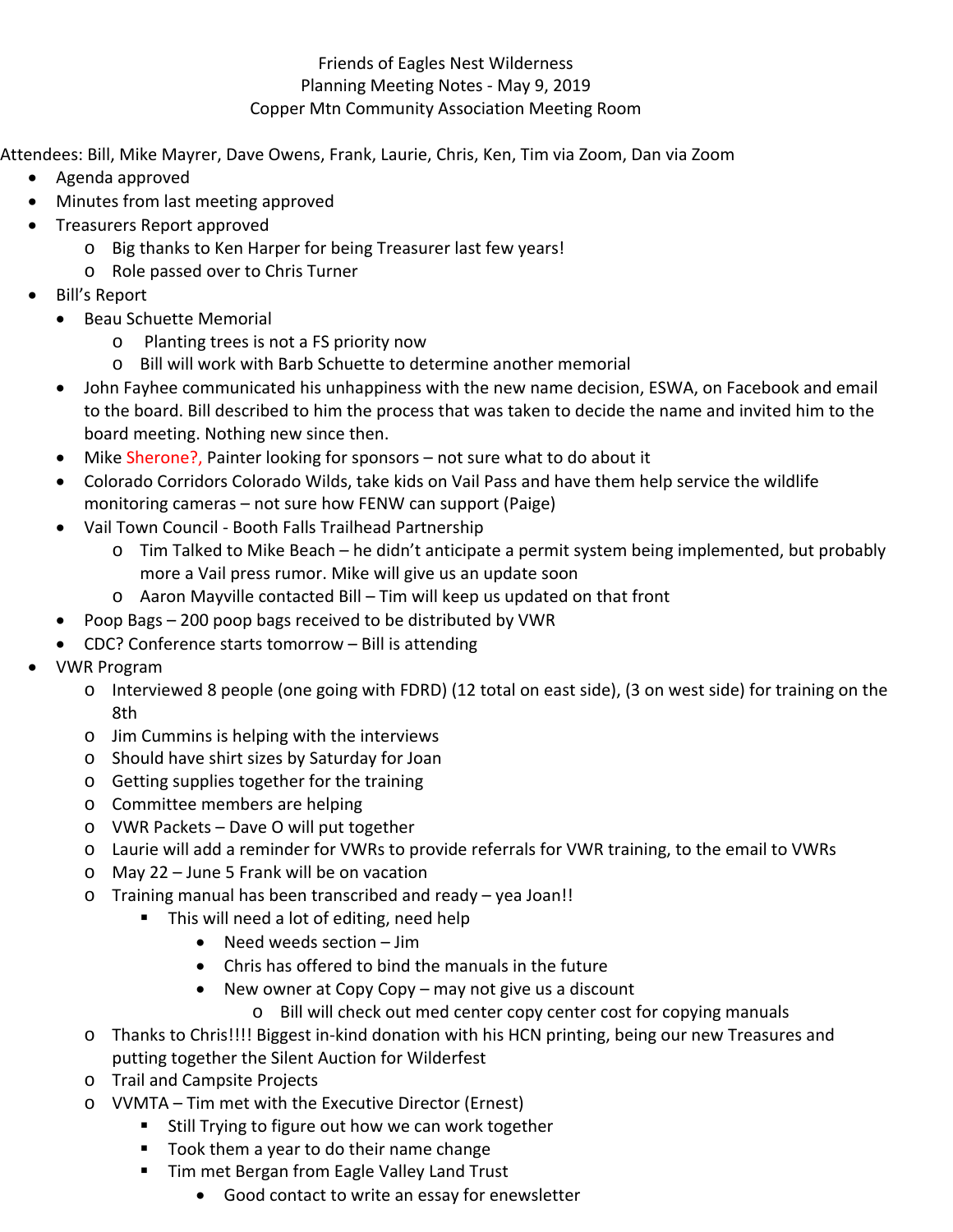Friends of Eagles Nest Wilderness
Planning Meeting Notes - May 9, 2019
Copper Mtn Community Association Meeting Room

Attendees: Bill, Mike Mayrer, Dave Owens, Frank, Laurie, Chris, Ken, Tim via Zoom, Dan via Zoom

- Agenda approved
- Minutes from last meeting approved
- Treasurers Report approved
  - Big thanks to Ken Harper for being Treasurer last few years!
  - Role passed over to Chris Turner
- Bill's Report
  - Beau Schuette Memorial
    - Planting trees is not a FS priority now
    - Bill will work with Barb Schuette to determine another memorial
  - John Fayhee communicated his unhappiness with the new name decision, ESWA, on Facebook and email to the board. Bill described to him the process that was taken to decide the name and invited him to the board meeting. Nothing new since then.
  - Mike Sherone?, Painter looking for sponsors – not sure what to do about it
  - Colorado Corridors Colorado Wilds, take kids on Vail Pass and have them help service the wildlife monitoring cameras – not sure how FENW can support (Paige)
  - Vail Town Council - Booth Falls Trailhead Partnership
    - Tim Talked to Mike Beach – he didn't anticipate a permit system being implemented, but probably more a Vail press rumor. Mike will give us an update soon
    - Aaron Mayville contacted Bill – Tim will keep us updated on that front
  - Poop Bags – 200 poop bags received to be distributed by VWR
  - CDC? Conference starts tomorrow – Bill is attending
- VWR Program
  - Interviewed 8 people (one going with FDRD) (12 total on east side), (3 on west side) for training on the 8th
  - Jim Cummins is helping with the interviews
  - Should have shirt sizes by Saturday for Joan
  - Getting supplies together for the training
  - Committee members are helping
  - VWR Packets – Dave O will put together
  - Laurie will add a reminder for VWRs to provide referrals for VWR training, to the email to VWRs
  - May 22 – June 5 Frank will be on vacation
  - Training manual has been transcribed and ready – yea Joan!!
    - This will need a lot of editing, need help
      - Need weeds section – Jim
      - Chris has offered to bind the manuals in the future
      - New owner at Copy Copy – may not give us a discount
        - Bill will check out med center copy center cost for copying manuals
  - Thanks to Chris!!!! Biggest in-kind donation with his HCN printing, being our new Treasures and putting together the Silent Auction for Wilderfest
  - Trail and Campsite Projects
  - VVMTA – Tim met with the Executive Director (Ernest)
    - Still Trying to figure out how we can work together
    - Took them a year to do their name change
    - Tim met Bergan from Eagle Valley Land Trust
      - Good contact to write an essay for enewsletter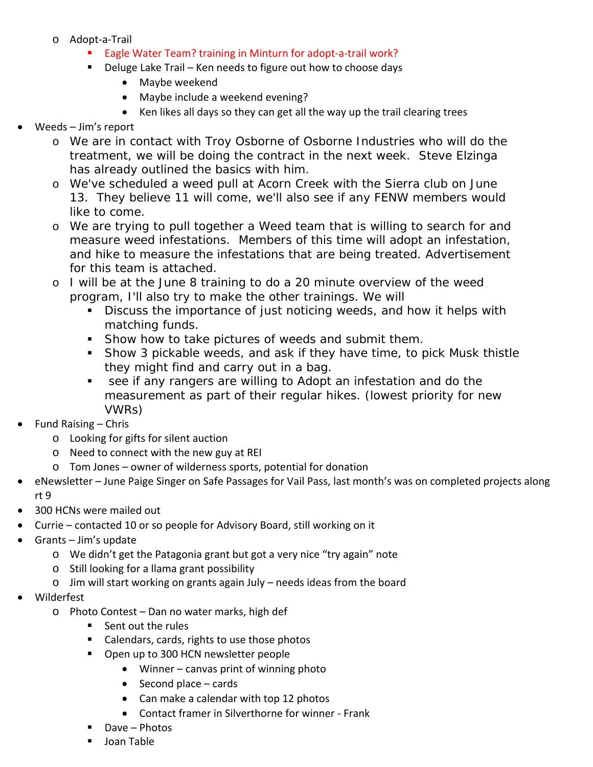- Adopt-a-Trail
    - Eagle Water Team? training in Minturn for adopt-a-trail work?
    - Deluge Lake Trail – Ken needs to figure out how to choose days
      - Maybe weekend
      - Maybe include a weekend evening?
      - Ken likes all days so they can get all the way up the trail clearing trees
- Weeds – Jim's report
  - We are in contact with Troy Osborne of Osborne Industries who will do the treatment, we will be doing the contract in the next week. Steve Elzinga has already outlined the basics with him.
  - We've scheduled a weed pull at Acorn Creek with the Sierra club on June 13. They believe 11 will come, we'll also see if any FENW members would like to come.
  - We are trying to pull together a Weed team that is willing to search for and measure weed infestations. Members of this time will adopt an infestation, and hike to measure the infestations that are being treated. Advertisement for this team is attached.
  - I will be at the June 8 training to do a 20 minute overview of the weed program, I'll also try to make the other trainings. We will
    - Discuss the importance of just noticing weeds, and how it helps with matching funds.
    - Show how to take pictures of weeds and submit them.
    - Show 3 pickable weeds, and ask if they have time, to pick Musk thistle they might find and carry out in a bag.
    - see if any rangers are willing to Adopt an infestation and do the measurement as part of their regular hikes. (lowest priority for new VWRs)
- Fund Raising – Chris
  - Looking for gifts for silent auction
  - Need to connect with the new guy at REI
  - Tom Jones – owner of wilderness sports, potential for donation
- eNewsletter – June Paige Singer on Safe Passages for Vail Pass, last month's was on completed projects along rt 9
- 300 HCNs were mailed out
- Currie – contacted 10 or so people for Advisory Board, still working on it
- Grants – Jim's update
  - We didn't get the Patagonia grant but got a very nice "try again" note
  - Still looking for a llama grant possibility
  - Jim will start working on grants again July – needs ideas from the board
- Wilderfest
  - Photo Contest – Dan no water marks, high def
    - Sent out the rules
    - Calendars, cards, rights to use those photos
    - Open up to 300 HCN newsletter people
      - Winner – canvas print of winning photo
      - Second place – cards
      - Can make a calendar with top 12 photos
      - Contact framer in Silverthorne for winner - Frank
    - Dave – Photos
    - Joan Table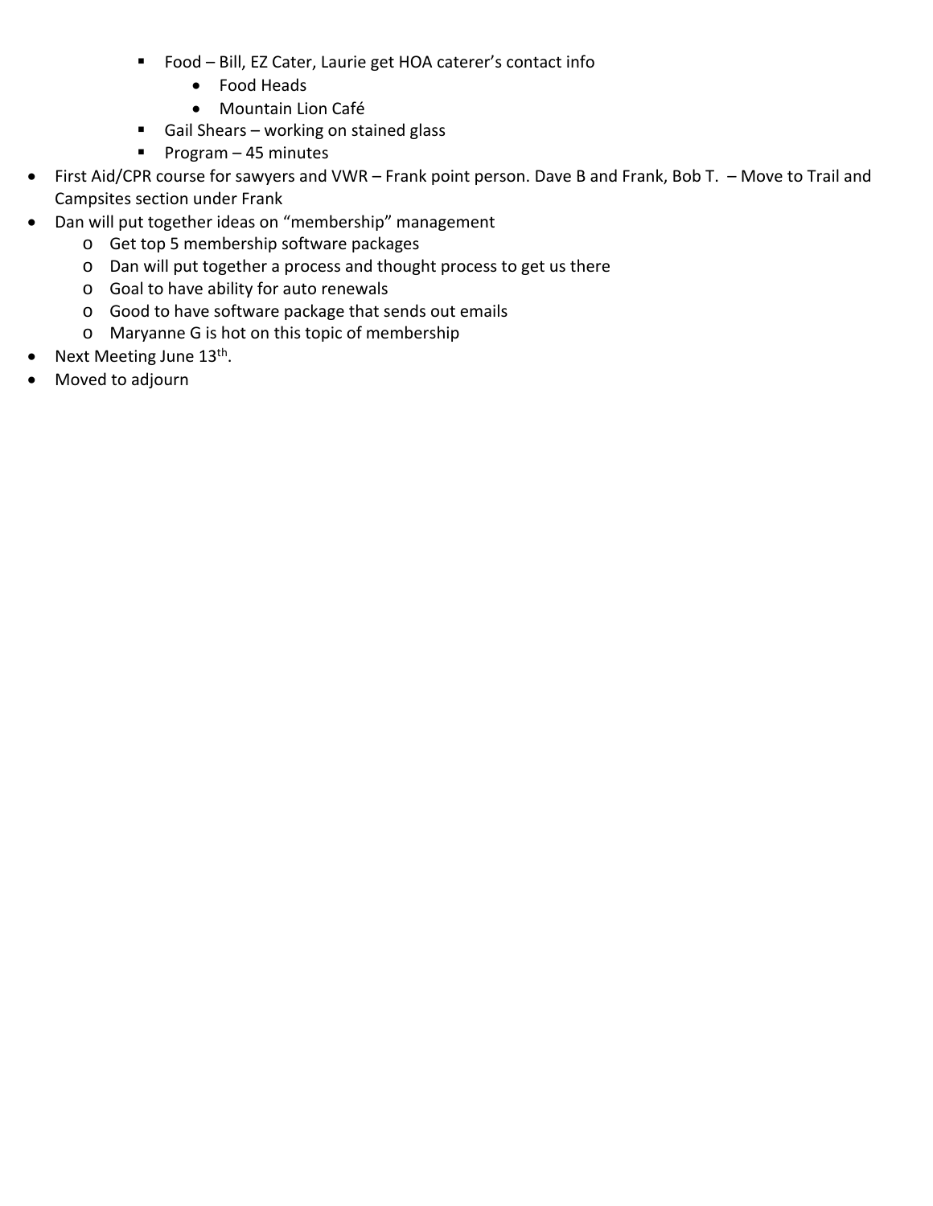- Food – Bill, EZ Cater, Laurie get HOA caterer's contact info
            - Food Heads
            - Mountain Lion Café
        - Gail Shears – working on stained glass
        - Program – 45 minutes
- First Aid/CPR course for sawyers and VWR – Frank point person. Dave B and Frank, Bob T. – Move to Trail and Campsites section under Frank
- Dan will put together ideas on "membership" management
    - Get top 5 membership software packages
    - Dan will put together a process and thought process to get us there
    - Goal to have ability for auto renewals
    - Good to have software package that sends out emails
    - Maryanne G is hot on this topic of membership
- Next Meeting June 13th.
- Moved to adjourn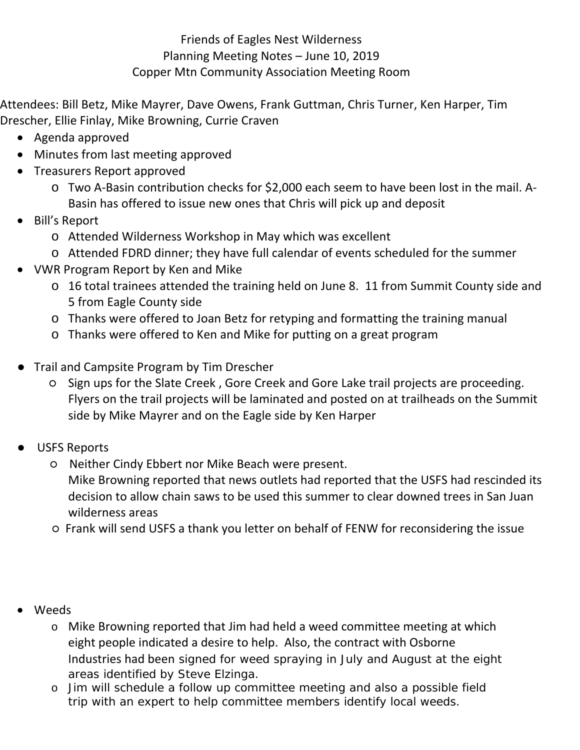Friends of Eagles Nest Wilderness
Planning Meeting Notes – June 10, 2019
Copper Mtn Community Association Meeting Room

Attendees: Bill Betz, Mike Mayrer, Dave Owens, Frank Guttman, Chris Turner, Ken Harper, Tim Drescher, Ellie Finlay, Mike Browning, Currie Craven

- Agenda approved
- Minutes from last meeting approved
- Treasurers Report approved
  - Two A-Basin contribution checks for $2,000 each seem to have been lost in the mail. A-Basin has offered to issue new ones that Chris will pick up and deposit
- Bill's Report
  - Attended Wilderness Workshop in May which was excellent
  - Attended FDRD dinner; they have full calendar of events scheduled for the summer
- VWR Program Report by Ken and Mike
  - 16 total trainees attended the training held on June 8. 11 from Summit County side and 5 from Eagle County side
  - Thanks were offered to Joan Betz for retyping and formatting the training manual
  - Thanks were offered to Ken and Mike for putting on a great program
- Trail and Campsite Program by Tim Drescher
  - Sign ups for the Slate Creek , Gore Creek and Gore Lake trail projects are proceeding. Flyers on the trail projects will be laminated and posted on at trailheads on the Summit side by Mike Mayrer and on the Eagle side by Ken Harper
- USFS Reports
  - Neither Cindy Ebbert nor Mike Beach were present.
    Mike Browning reported that news outlets had reported that the USFS had rescinded its decision to allow chain saws to be used this summer to clear downed trees in San Juan wilderness areas
  - Frank will send USFS a thank you letter on behalf of FENW for reconsidering the issue
- Weeds
  - Mike Browning reported that Jim had held a weed committee meeting at which eight people indicated a desire to help. Also, the contract with Osborne Industries had been signed for weed spraying in July and August at the eight areas identified by Steve Elzinga.
  - Jim will schedule a follow up committee meeting and also a possible field trip with an expert to help committee members identify local weeds.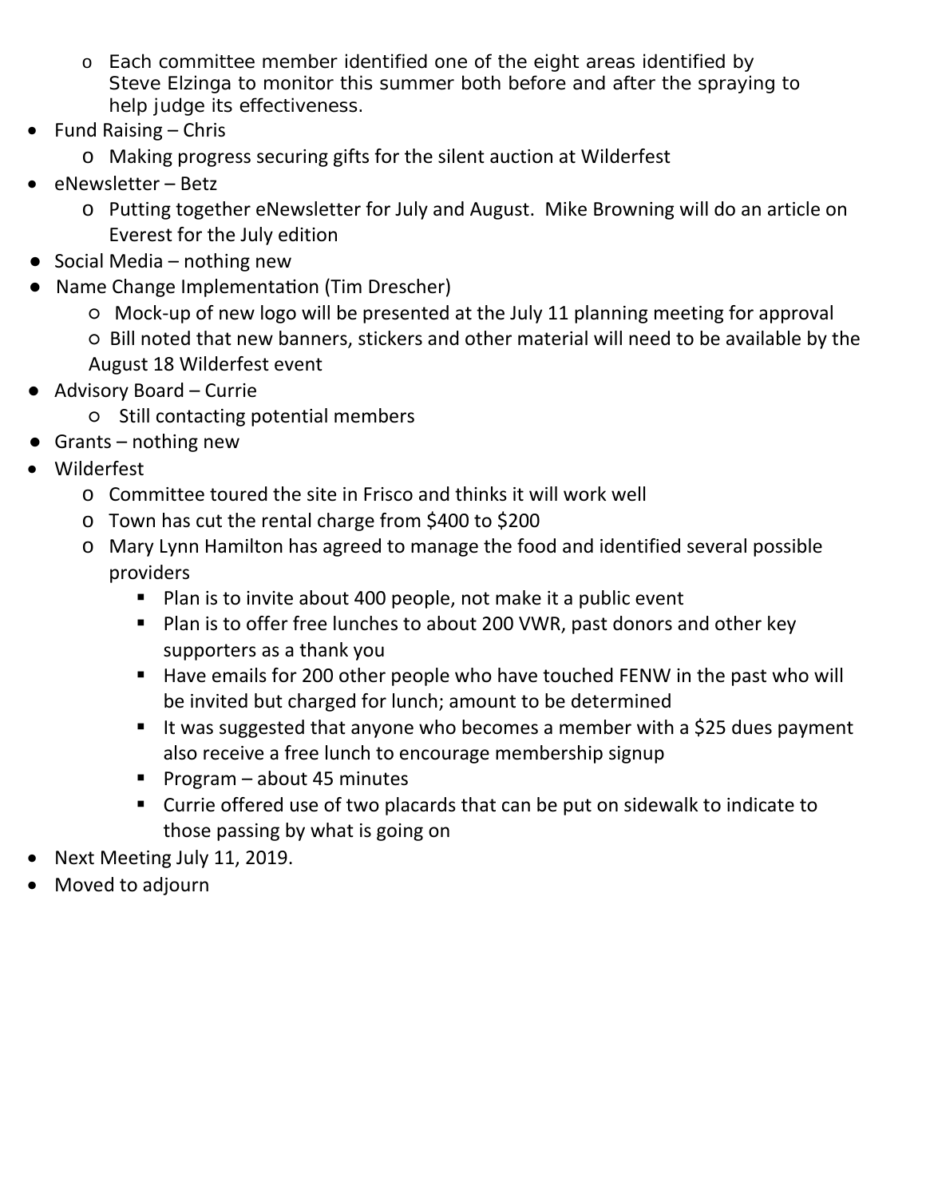- Each committee member identified one of the eight areas identified by Steve Elzinga to monitor this summer both before and after the spraying to help judge its effectiveness.
- Fund Raising – Chris
  - Making progress securing gifts for the silent auction at Wilderfest
- eNewsletter – Betz
  - Putting together eNewsletter for July and August. Mike Browning will do an article on Everest for the July edition
- Social Media – nothing new
- Name Change Implementation (Tim Drescher)
  - Mock-up of new logo will be presented at the July 11 planning meeting for approval
  - Bill noted that new banners, stickers and other material will need to be available by the August 18 Wilderfest event
- Advisory Board – Currie
  - Still contacting potential members
- Grants – nothing new
- Wilderfest
  - Committee toured the site in Frisco and thinks it will work well
  - Town has cut the rental charge from $400 to $200
  - Mary Lynn Hamilton has agreed to manage the food and identified several possible providers
    - Plan is to invite about 400 people, not make it a public event
    - Plan is to offer free lunches to about 200 VWR, past donors and other key supporters as a thank you
    - Have emails for 200 other people who have touched FENW in the past who will be invited but charged for lunch; amount to be determined
    - It was suggested that anyone who becomes a member with a $25 dues payment also receive a free lunch to encourage membership signup
    - Program – about 45 minutes
    - Currie offered use of two placards that can be put on sidewalk to indicate to those passing by what is going on
- Next Meeting July 11, 2019.
- Moved to adjourn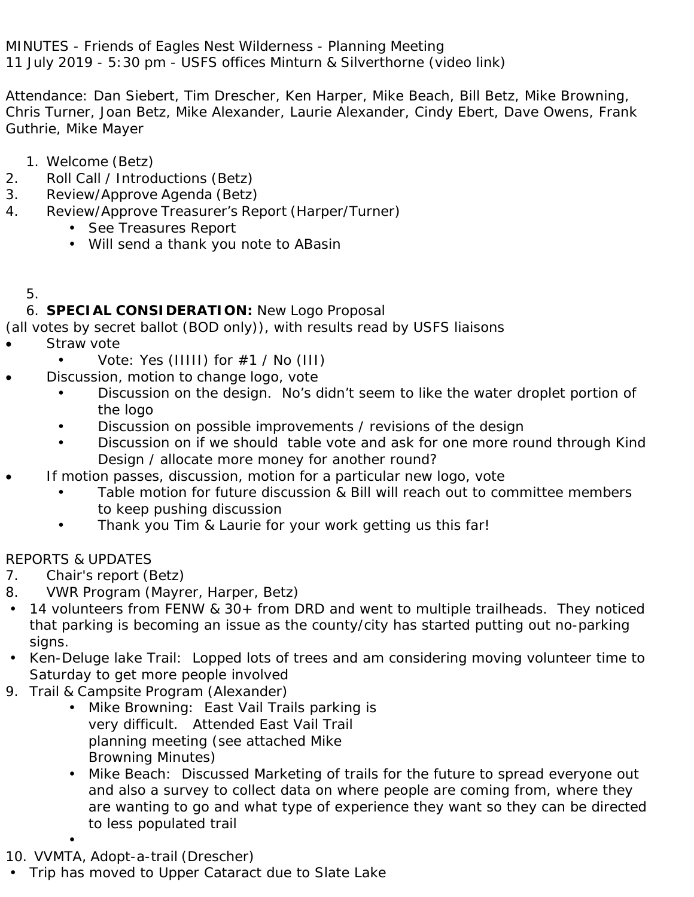MINUTES - Friends of Eagles Nest Wilderness - Planning Meeting
11 July 2019 - 5:30 pm - USFS offices Minturn & Silverthorne (video link)

Attendance: Dan Siebert, Tim Drescher, Ken Harper, Mike Beach, Bill Betz, Mike Browning, Chris Turner, Joan Betz, Mike Alexander, Laurie Alexander, Cindy Ebert, Dave Owens, Frank Guthrie, Mike Mayer

1. Welcome (Betz)
2. Roll Call / Introductions (Betz)
3. Review/Approve Agenda (Betz)
4. Review/Approve Treasurer's Report (Harper/Turner)
   - See Treasures Report
   - Will send a thank you note to ABasin

5. 
6. **SPECIAL CONSIDERATION:** New Logo Proposal

(all votes by secret ballot (BOD only)), with results read by USFS liaisons

- Straw vote
  - Vote: Yes (IIIII) for #1 / No (III)
- Discussion, motion to change logo, vote
  - Discussion on the design. No's didn't seem to like the water droplet portion of the logo
  - Discussion on possible improvements / revisions of the design
  - Discussion on if we should table vote and ask for one more round through Kind Design / allocate more money for another round?
- If motion passes, discussion, motion for a particular new logo, vote
  - Table motion for future discussion & Bill will reach out to committee members to keep pushing discussion
  - Thank you Tim & Laurie for your work getting us this far!

REPORTS & UPDATES

7. Chair's report (Betz)
8. VWR Program (Mayrer, Harper, Betz)
   - 14 volunteers from FENW & 30+ from DRD and went to multiple trailheads. They noticed that parking is becoming an issue as the county/city has started putting out no-parking signs.
   - Ken-Deluge lake Trail: Lopped lots of trees and am considering moving volunteer time to Saturday to get more people involved
9. Trail & Campsite Program (Alexander)
   - Mike Browning: East Vail Trails parking is very difficult. Attended East Vail Trail planning meeting (see attached Mike Browning Minutes)
   - Mike Beach: Discussed Marketing of trails for the future to spread everyone out and also a survey to collect data on where people are coming from, where they are wanting to go and what type of experience they want so they can be directed to less populated trail
   - 
10. VVMTA, Adopt-a-trail (Drescher)
    - Trip has moved to Upper Cataract due to Slate Lake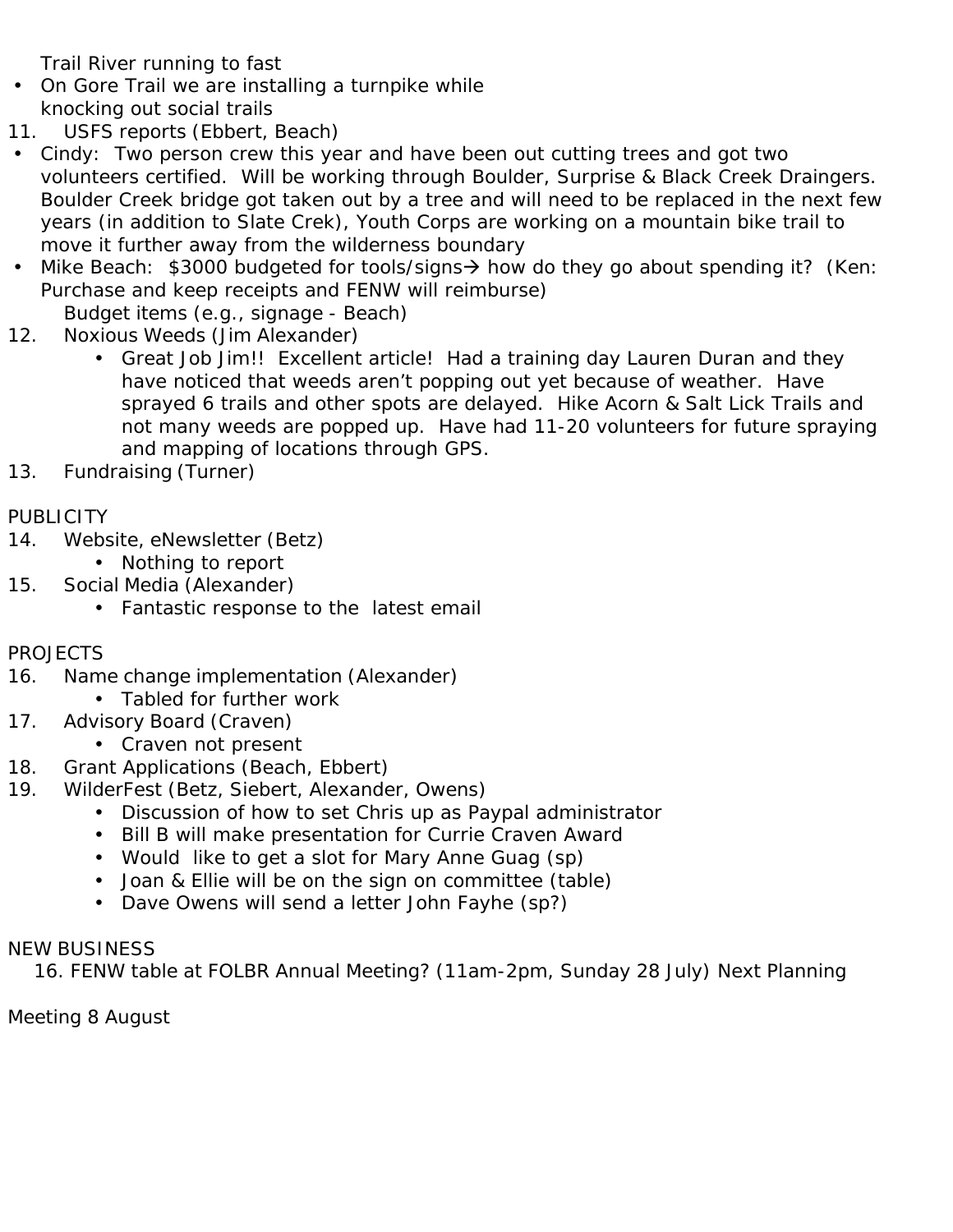Trail River running to fast

- On Gore Trail we are installing a turnpike while knocking out social trails

11. USFS reports (Ebbert, Beach)

- Cindy: Two person crew this year and have been out cutting trees and got two volunteers certified. Will be working through Boulder, Surprise & Black Creek Draingers. Boulder Creek bridge got taken out by a tree and will need to be replaced in the next few years (in addition to Slate Crek), Youth Corps are working on a mountain bike trail to move it further away from the wilderness boundary
- Mike Beach: $3000 budgeted for tools/signs→ how do they go about spending it? (Ken: Purchase and keep receipts and FENW will reimburse)

    Budget items (e.g., signage - Beach)

12. Noxious Weeds (Jim Alexander)
    - Great Job Jim!! Excellent article! Had a training day Lauren Duran and they have noticed that weeds aren't popping out yet because of weather. Have sprayed 6 trails and other spots are delayed. Hike Acorn & Salt Lick Trails and not many weeds are popped up. Have had 11-20 volunteers for future spraying and mapping of locations through GPS.
13. Fundraising (Turner)

PUBLICITY

14. Website, eNewsletter (Betz)
    - Nothing to report
15. Social Media (Alexander)
    - Fantastic response to the latest email

PROJECTS

16. Name change implementation (Alexander)
    - Tabled for further work
17. Advisory Board (Craven)
    - Craven not present
18. Grant Applications (Beach, Ebbert)
19. WilderFest (Betz, Siebert, Alexander, Owens)
    - Discussion of how to set Chris up as Paypal administrator
    - Bill B will make presentation for Currie Craven Award
    - Would like to get a slot for Mary Anne Guag (sp)
    - Joan & Ellie will be on the sign on committee (table)
    - Dave Owens will send a letter John Fayhe (sp?)

NEW BUSINESS

16. FENW table at FOLBR Annual Meeting? (11am-2pm, Sunday 28 July) Next Planning

Meeting 8 August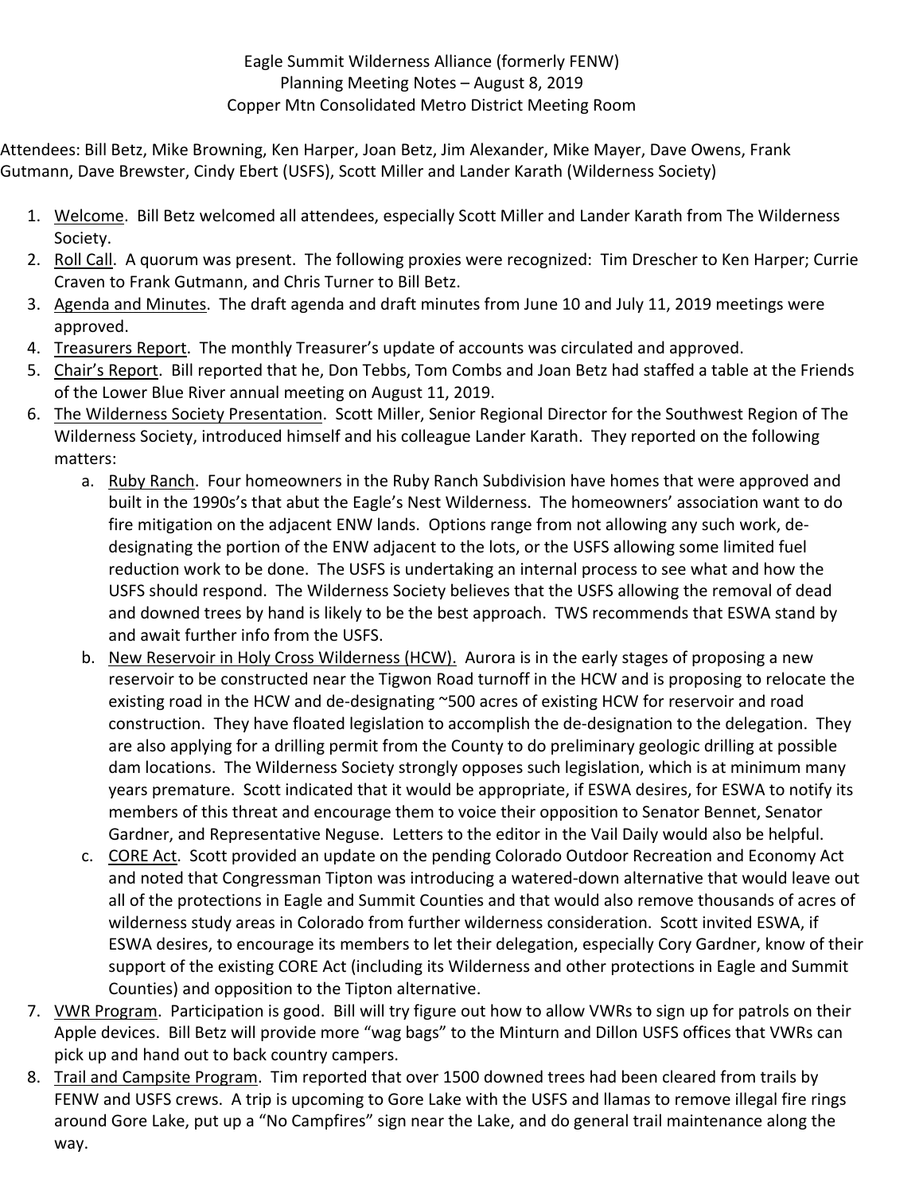Eagle Summit Wilderness Alliance (formerly FENW)
Planning Meeting Notes – August 8, 2019
Copper Mtn Consolidated Metro District Meeting Room

Attendees: Bill Betz, Mike Browning, Ken Harper, Joan Betz, Jim Alexander, Mike Mayer, Dave Owens, Frank Gutmann, Dave Brewster, Cindy Ebert (USFS), Scott Miller and Lander Karath (Wilderness Society)

1. Welcome. Bill Betz welcomed all attendees, especially Scott Miller and Lander Karath from The Wilderness Society.
2. Roll Call. A quorum was present. The following proxies were recognized: Tim Drescher to Ken Harper; Currie Craven to Frank Gutmann, and Chris Turner to Bill Betz.
3. Agenda and Minutes. The draft agenda and draft minutes from June 10 and July 11, 2019 meetings were approved.
4. Treasurers Report. The monthly Treasurer's update of accounts was circulated and approved.
5. Chair's Report. Bill reported that he, Don Tebbs, Tom Combs and Joan Betz had staffed a table at the Friends of the Lower Blue River annual meeting on August 11, 2019.
6. The Wilderness Society Presentation. Scott Miller, Senior Regional Director for the Southwest Region of The Wilderness Society, introduced himself and his colleague Lander Karath. They reported on the following matters:
   a. Ruby Ranch. Four homeowners in the Ruby Ranch Subdivision have homes that were approved and built in the 1990s's that abut the Eagle's Nest Wilderness. The homeowners' association want to do fire mitigation on the adjacent ENW lands. Options range from not allowing any such work, de-designating the portion of the ENW adjacent to the lots, or the USFS allowing some limited fuel reduction work to be done. The USFS is undertaking an internal process to see what and how the USFS should respond. The Wilderness Society believes that the USFS allowing the removal of dead and downed trees by hand is likely to be the best approach. TWS recommends that ESWA stand by and await further info from the USFS.
   b. New Reservoir in Holy Cross Wilderness (HCW). Aurora is in the early stages of proposing a new reservoir to be constructed near the Tigwon Road turnoff in the HCW and is proposing to relocate the existing road in the HCW and de-designating ~500 acres of existing HCW for reservoir and road construction. They have floated legislation to accomplish the de-designation to the delegation. They are also applying for a drilling permit from the County to do preliminary geologic drilling at possible dam locations. The Wilderness Society strongly opposes such legislation, which is at minimum many years premature. Scott indicated that it would be appropriate, if ESWA desires, for ESWA to notify its members of this threat and encourage them to voice their opposition to Senator Bennet, Senator Gardner, and Representative Neguse. Letters to the editor in the Vail Daily would also be helpful.
   c. CORE Act. Scott provided an update on the pending Colorado Outdoor Recreation and Economy Act and noted that Congressman Tipton was introducing a watered-down alternative that would leave out all of the protections in Eagle and Summit Counties and that would also remove thousands of acres of wilderness study areas in Colorado from further wilderness consideration. Scott invited ESWA, if ESWA desires, to encourage its members to let their delegation, especially Cory Gardner, know of their support of the existing CORE Act (including its Wilderness and other protections in Eagle and Summit Counties) and opposition to the Tipton alternative.
7. VWR Program. Participation is good. Bill will try figure out how to allow VWRs to sign up for patrols on their Apple devices. Bill Betz will provide more "wag bags" to the Minturn and Dillon USFS offices that VWRs can pick up and hand out to back country campers.
8. Trail and Campsite Program. Tim reported that over 1500 downed trees had been cleared from trails by FENW and USFS crews. A trip is upcoming to Gore Lake with the USFS and llamas to remove illegal fire rings around Gore Lake, put up a "No Campfires" sign near the Lake, and do general trail maintenance along the way.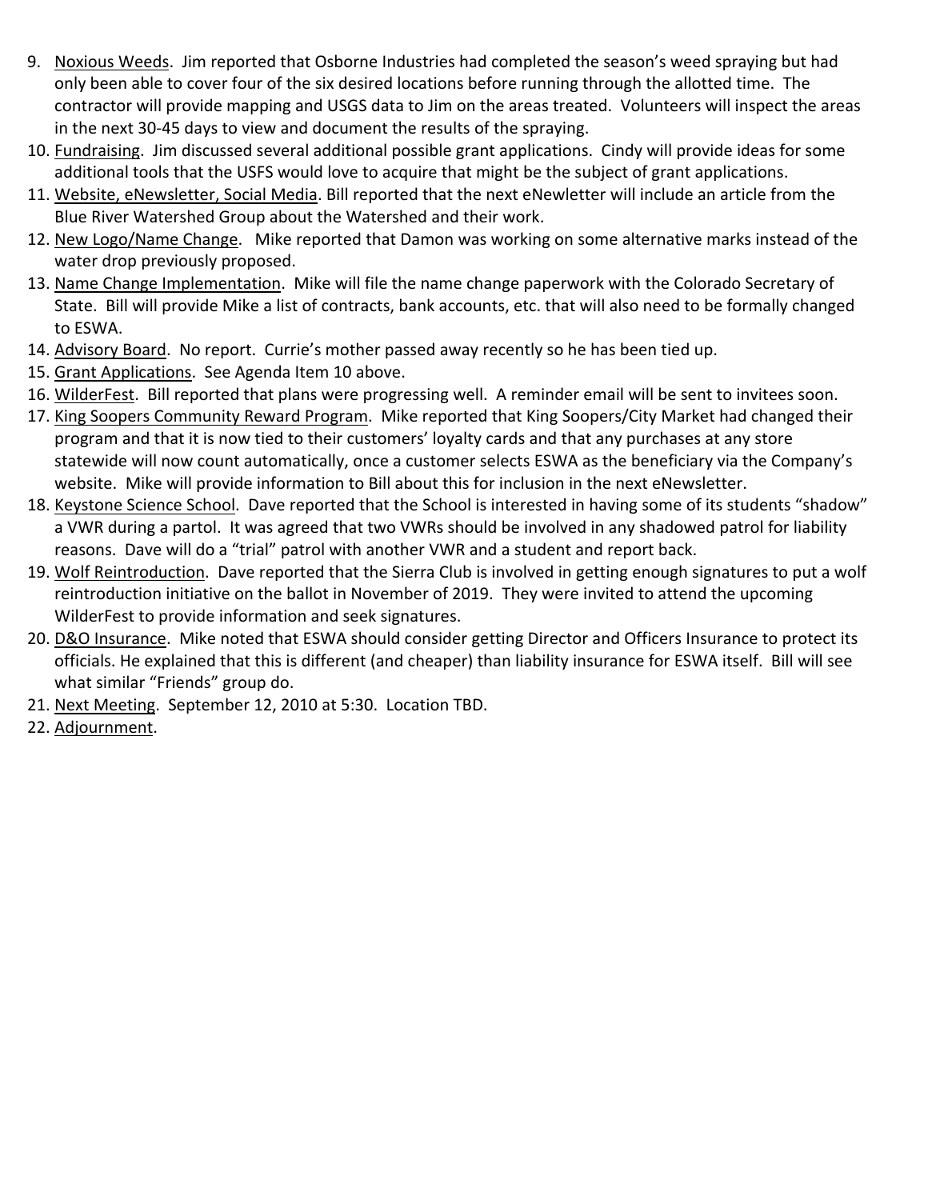9. <u>Noxious Weeds</u>. Jim reported that Osborne Industries had completed the season's weed spraying but had only been able to cover four of the six desired locations before running through the allotted time. The contractor will provide mapping and USGS data to Jim on the areas treated. Volunteers will inspect the areas in the next 30-45 days to view and document the results of the spraying.
10. <u>Fundraising</u>. Jim discussed several additional possible grant applications. Cindy will provide ideas for some additional tools that the USFS would love to acquire that might be the subject of grant applications.
11. <u>Website, eNewsletter, Social Media</u>. Bill reported that the next eNewletter will include an article from the Blue River Watershed Group about the Watershed and their work.
12. <u>New Logo/Name Change</u>. Mike reported that Damon was working on some alternative marks instead of the water drop previously proposed.
13. <u>Name Change Implementation</u>. Mike will file the name change paperwork with the Colorado Secretary of State. Bill will provide Mike a list of contracts, bank accounts, etc. that will also need to be formally changed to ESWA.
14. <u>Advisory Board</u>. No report. Currie's mother passed away recently so he has been tied up.
15. <u>Grant Applications</u>. See Agenda Item 10 above.
16. <u>WilderFest</u>. Bill reported that plans were progressing well. A reminder email will be sent to invitees soon.
17. <u>King Soopers Community Reward Program</u>. Mike reported that King Soopers/City Market had changed their program and that it is now tied to their customers' loyalty cards and that any purchases at any store statewide will now count automatically, once a customer selects ESWA as the beneficiary via the Company's website. Mike will provide information to Bill about this for inclusion in the next eNewsletter.
18. <u>Keystone Science School</u>. Dave reported that the School is interested in having some of its students "shadow" a VWR during a partol. It was agreed that two VWRs should be involved in any shadowed patrol for liability reasons. Dave will do a "trial" patrol with another VWR and a student and report back.
19. <u>Wolf Reintroduction</u>. Dave reported that the Sierra Club is involved in getting enough signatures to put a wolf reintroduction initiative on the ballot in November of 2019. They were invited to attend the upcoming WilderFest to provide information and seek signatures.
20. <u>D&O Insurance</u>. Mike noted that ESWA should consider getting Director and Officers Insurance to protect its officials. He explained that this is different (and cheaper) than liability insurance for ESWA itself. Bill will see what similar "Friends" group do.
21. <u>Next Meeting</u>. September 12, 2010 at 5:30. Location TBD.
22. <u>Adjournment</u>.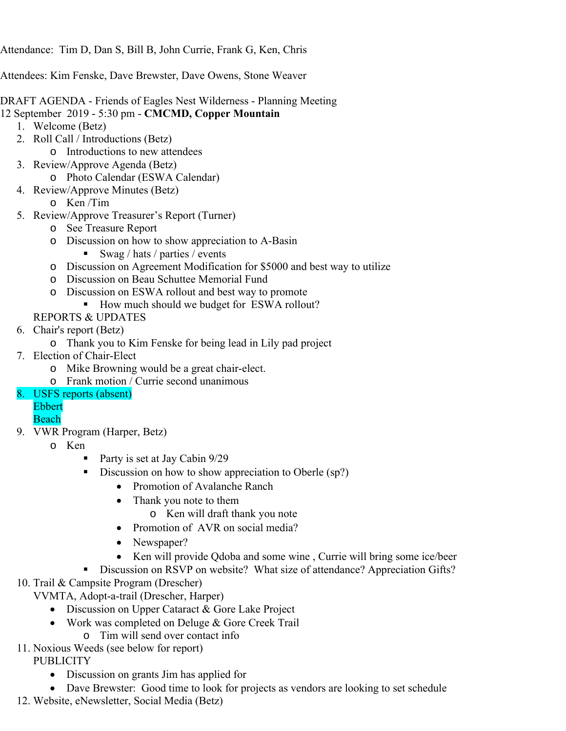Attendance: Tim D, Dan S, Bill B, John Currie, Frank G, Ken, Chris

Attendees: Kim Fenske, Dave Brewster, Dave Owens, Stone Weaver

DRAFT AGENDA - Friends of Eagles Nest Wilderness - Planning Meeting
12 September 2019 - 5:30 pm - **CMCMD, Copper Mountain**

1. Welcome (Betz)
2. Roll Call / Introductions (Betz)
   - Introductions to new attendees
3. Review/Approve Agenda (Betz)
   - Photo Calendar (ESWA Calendar)
4. Review/Approve Minutes (Betz)
   - Ken /Tim
5. Review/Approve Treasurer's Report (Turner)
   - See Treasure Report
   - Discussion on how to show appreciation to A-Basin
     - Swag / hats / parties / events
   - Discussion on Agreement Modification for $5000 and best way to utilize
   - Discussion on Beau Schuttee Memorial Fund
   - Discussion on ESWA rollout and best way to promote
     - How much should we budget for ESWA rollout?

   REPORTS & UPDATES
6. Chair's report (Betz)
   - Thank you to Kim Fenske for being lead in Lily pad project
7. Election of Chair-Elect
   - Mike Browning would be a great chair-elect.
   - Frank motion / Currie second unanimous
8. USFS reports (absent)
   Ebbert
   Beach
9. VWR Program (Harper, Betz)
   - Ken
     - Party is set at Jay Cabin 9/29
     - Discussion on how to show appreciation to Oberle (sp?)
       - Promotion of Avalanche Ranch
       - Thank you note to them
         - Ken will draft thank you note
       - Promotion of AVR on social media?
       - Newspaper?
       - Ken will provide Qdoba and some wine , Currie will bring some ice/beer
     - Discussion on RSVP on website? What size of attendance? Appreciation Gifts?
10. Trail & Campsite Program (Drescher)
    VVMTA, Adopt-a-trail (Drescher, Harper)
    - Discussion on Upper Cataract & Gore Lake Project
    - Work was completed on Deluge & Gore Creek Trail
      - Tim will send over contact info
11. Noxious Weeds (see below for report)
    PUBLICITY
    - Discussion on grants Jim has applied for
    - Dave Brewster: Good time to look for projects as vendors are looking to set schedule
12. Website, eNewsletter, Social Media (Betz)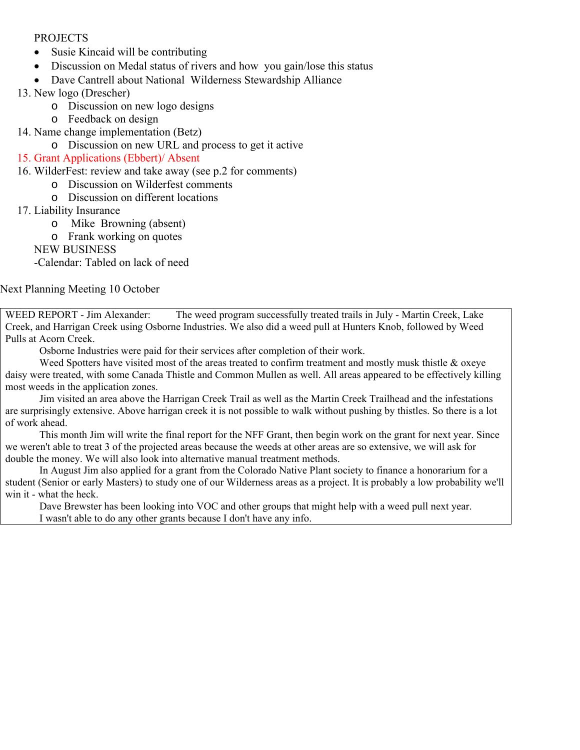PROJECTS

- Susie Kincaid will be contributing
- Discussion on Medal status of rivers and how you gain/lose this status
- Dave Cantrell about National Wilderness Stewardship Alliance

13. New logo (Drescher)
    - Discussion on new logo designs
    - Feedback on design
14. Name change implementation (Betz)
    - Discussion on new URL and process to get it active
15. Grant Applications (Ebbert)/ Absent
16. WilderFest: review and take away (see p.2 for comments)
    - Discussion on Wilderfest comments
    - Discussion on different locations
17. Liability Insurance
    - Mike Browning (absent)
    - Frank working on quotes

NEW BUSINESS

-Calendar: Tabled on lack of need

Next Planning Meeting 10 October

WEED REPORT - Jim Alexander: The weed program successfully treated trails in July - Martin Creek, Lake Creek, and Harrigan Creek using Osborne Industries. We also did a weed pull at Hunters Knob, followed by Weed Pulls at Acorn Creek.

Osborne Industries were paid for their services after completion of their work.

Weed Spotters have visited most of the areas treated to confirm treatment and mostly musk thistle & oxeye daisy were treated, with some Canada Thistle and Common Mullen as well. All areas appeared to be effectively killing most weeds in the application zones.

Jim visited an area above the Harrigan Creek Trail as well as the Martin Creek Trailhead and the infestations are surprisingly extensive. Above harrigan creek it is not possible to walk without pushing by thistles. So there is a lot of work ahead.

This month Jim will write the final report for the NFF Grant, then begin work on the grant for next year. Since we weren't able to treat 3 of the projected areas because the weeds at other areas are so extensive, we will ask for double the money. We will also look into alternative manual treatment methods.

In August Jim also applied for a grant from the Colorado Native Plant society to finance a honorarium for a student (Senior or early Masters) to study one of our Wilderness areas as a project. It is probably a low probability we'll win it - what the heck.

Dave Brewster has been looking into VOC and other groups that might help with a weed pull next year.

I wasn't able to do any other grants because I don't have any info.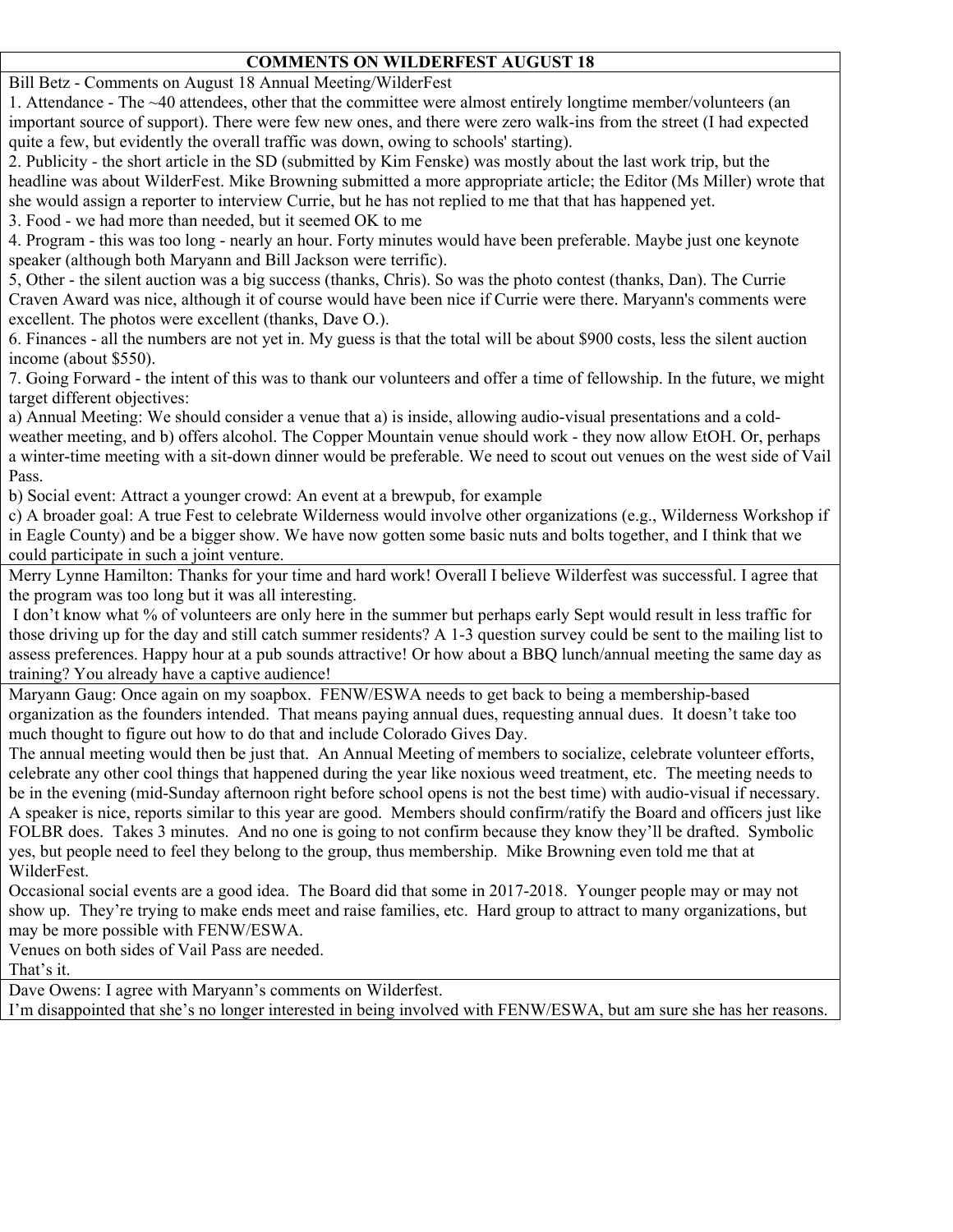# COMMENTS ON WILDERFEST AUGUST 18

Bill Betz - Comments on August 18 Annual Meeting/WilderFest

1. Attendance - The ~40 attendees, other that the committee were almost entirely longtime member/volunteers (an important source of support). There were few new ones, and there were zero walk-ins from the street (I had expected quite a few, but evidently the overall traffic was down, owing to schools' starting).
2. Publicity - the short article in the SD (submitted by Kim Fenske) was mostly about the last work trip, but the headline was about WilderFest. Mike Browning submitted a more appropriate article; the Editor (Ms Miller) wrote that she would assign a reporter to interview Currie, but he has not replied to me that that has happened yet.
3. Food - we had more than needed, but it seemed OK to me
4. Program - this was too long - nearly an hour. Forty minutes would have been preferable. Maybe just one keynote speaker (although both Maryann and Bill Jackson were terrific).

5, Other - the silent auction was a big success (thanks, Chris). So was the photo contest (thanks, Dan). The Currie Craven Award was nice, although it of course would have been nice if Currie were there. Maryann's comments were excellent. The photos were excellent (thanks, Dave O.).

6. Finances - all the numbers are not yet in. My guess is that the total will be about $900 costs, less the silent auction income (about $550).
7. Going Forward - the intent of this was to thank our volunteers and offer a time of fellowship. In the future, we might target different objectives:

a) Annual Meeting: We should consider a venue that a) is inside, allowing audio-visual presentations and a cold-weather meeting, and b) offers alcohol. The Copper Mountain venue should work - they now allow EtOH. Or, perhaps a winter-time meeting with a sit-down dinner would be preferable. We need to scout out venues on the west side of Vail Pass.

b) Social event: Attract a younger crowd: An event at a brewpub, for example

c) A broader goal: A true Fest to celebrate Wilderness would involve other organizations (e.g., Wilderness Workshop if in Eagle County) and be a bigger show. We have now gotten some basic nuts and bolts together, and I think that we could participate in such a joint venture.

---

Merry Lynne Hamilton: Thanks for your time and hard work! Overall I believe Wilderfest was successful. I agree that the program was too long but it was all interesting.

I don't know what % of volunteers are only here in the summer but perhaps early Sept would result in less traffic for those driving up for the day and still catch summer residents? A 1-3 question survey could be sent to the mailing list to assess preferences. Happy hour at a pub sounds attractive! Or how about a BBQ lunch/annual meeting the same day as training? You already have a captive audience!

---

Maryann Gaug: Once again on my soapbox. FENW/ESWA needs to get back to being a membership-based organization as the founders intended. That means paying annual dues, requesting annual dues. It doesn't take too much thought to figure out how to do that and include Colorado Gives Day.

The annual meeting would then be just that. An Annual Meeting of members to socialize, celebrate volunteer efforts, celebrate any other cool things that happened during the year like noxious weed treatment, etc. The meeting needs to be in the evening (mid-Sunday afternoon right before school opens is not the best time) with audio-visual if necessary. A speaker is nice, reports similar to this year are good. Members should confirm/ratify the Board and officers just like FOLBR does. Takes 3 minutes. And no one is going to not confirm because they know they'll be drafted. Symbolic yes, but people need to feel they belong to the group, thus membership. Mike Browning even told me that at WilderFest.

Occasional social events are a good idea. The Board did that some in 2017-2018. Younger people may or may not show up. They're trying to make ends meet and raise families, etc. Hard group to attract to many organizations, but may be more possible with FENW/ESWA.

Venues on both sides of Vail Pass are needed.

That's it.

---

Dave Owens: I agree with Maryann's comments on Wilderfest.

I'm disappointed that she's no longer interested in being involved with FENW/ESWA, but am sure she has her reasons.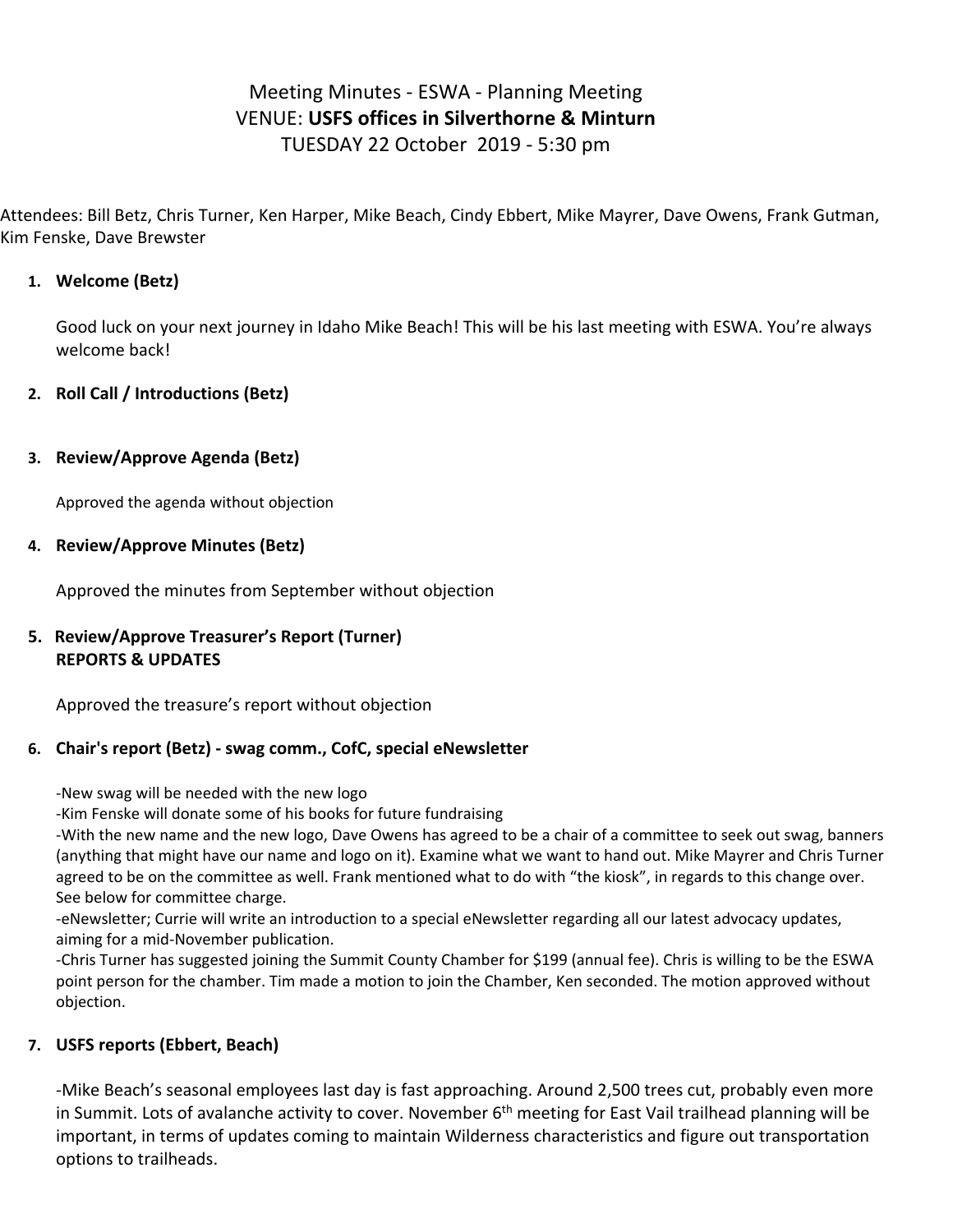# Meeting Minutes - ESWA - Planning Meeting
## VENUE: **USFS offices in Silverthorne & Minturn**
## TUESDAY 22 October 2019 - 5:30 pm

Attendees: Bill Betz, Chris Turner, Ken Harper, Mike Beach, Cindy Ebbert, Mike Mayrer, Dave Owens, Frank Gutman, Kim Fenske, Dave Brewster

1. **Welcome (Betz)**

   Good luck on your next journey in Idaho Mike Beach! This will be his last meeting with ESWA. You're always welcome back!

2. **Roll Call / Introductions (Betz)**

3. **Review/Approve Agenda (Betz)**

   Approved the agenda without objection

4. **Review/Approve Minutes (Betz)**

   Approved the minutes from September without objection

5. **Review/Approve Treasurer's Report (Turner)**
   **REPORTS & UPDATES**

   Approved the treasure's report without objection

6. **Chair's report (Betz) - swag comm., CofC, special eNewsletter**

   -New swag will be needed with the new logo
   -Kim Fenske will donate some of his books for future fundraising
   -With the new name and the new logo, Dave Owens has agreed to be a chair of a committee to seek out swag, banners (anything that might have our name and logo on it). Examine what we want to hand out. Mike Mayrer and Chris Turner agreed to be on the committee as well. Frank mentioned what to do with "the kiosk", in regards to this change over. See below for committee charge.
   -eNewsletter; Currie will write an introduction to a special eNewsletter regarding all our latest advocacy updates, aiming for a mid-November publication.
   -Chris Turner has suggested joining the Summit County Chamber for $199 (annual fee). Chris is willing to be the ESWA point person for the chamber. Tim made a motion to join the Chamber, Ken seconded. The motion approved without objection.

7. **USFS reports (Ebbert, Beach)**

   -Mike Beach's seasonal employees last day is fast approaching. Around 2,500 trees cut, probably even more in Summit. Lots of avalanche activity to cover. November 6th meeting for East Vail trailhead planning will be important, in terms of updates coming to maintain Wilderness characteristics and figure out transportation options to trailheads.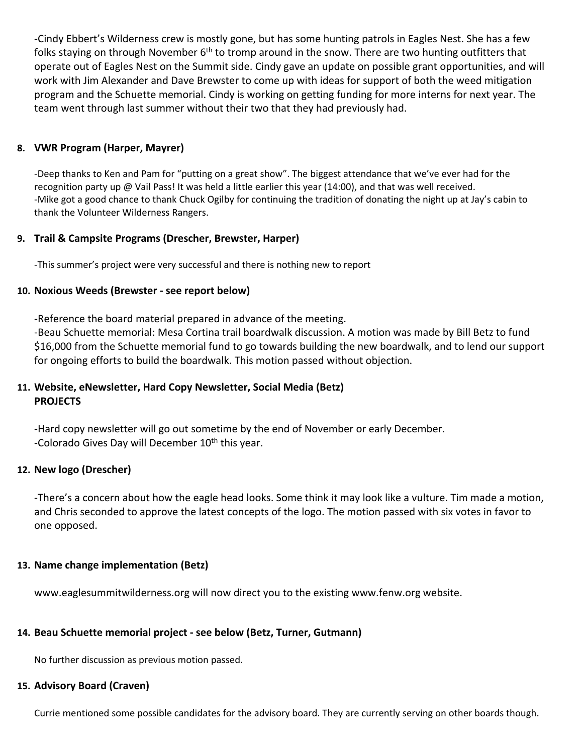-Cindy Ebbert's Wilderness crew is mostly gone, but has some hunting patrols in Eagles Nest. She has a few folks staying on through November 6th to tromp around in the snow. There are two hunting outfitters that operate out of Eagles Nest on the Summit side. Cindy gave an update on possible grant opportunities, and will work with Jim Alexander and Dave Brewster to come up with ideas for support of both the weed mitigation program and the Schuette memorial. Cindy is working on getting funding for more interns for next year. The team went through last summer without their two that they had previously had.

**8. VWR Program (Harper, Mayrer)**

-Deep thanks to Ken and Pam for "putting on a great show". The biggest attendance that we've ever had for the recognition party up @ Vail Pass! It was held a little earlier this year (14:00), and that was well received.
-Mike got a good chance to thank Chuck Ogilby for continuing the tradition of donating the night up at Jay's cabin to thank the Volunteer Wilderness Rangers.

**9. Trail & Campsite Programs (Drescher, Brewster, Harper)**

-This summer's project were very successful and there is nothing new to report

**10. Noxious Weeds (Brewster - see report below)**

-Reference the board material prepared in advance of the meeting.
-Beau Schuette memorial: Mesa Cortina trail boardwalk discussion. A motion was made by Bill Betz to fund $16,000 from the Schuette memorial fund to go towards building the new boardwalk, and to lend our support for ongoing efforts to build the boardwalk. This motion passed without objection.

**11. Website, eNewsletter, Hard Copy Newsletter, Social Media (Betz)**
**PROJECTS**

-Hard copy newsletter will go out sometime by the end of November or early December.
-Colorado Gives Day will December 10th this year.

**12. New logo (Drescher)**

-There's a concern about how the eagle head looks. Some think it may look like a vulture. Tim made a motion, and Chris seconded to approve the latest concepts of the logo. The motion passed with six votes in favor to one opposed.

**13. Name change implementation (Betz)**

www.eaglesummitwilderness.org will now direct you to the existing www.fenw.org website.

**14. Beau Schuette memorial project - see below (Betz, Turner, Gutmann)**

No further discussion as previous motion passed.

**15. Advisory Board (Craven)**

Currie mentioned some possible candidates for the advisory board. They are currently serving on other boards though.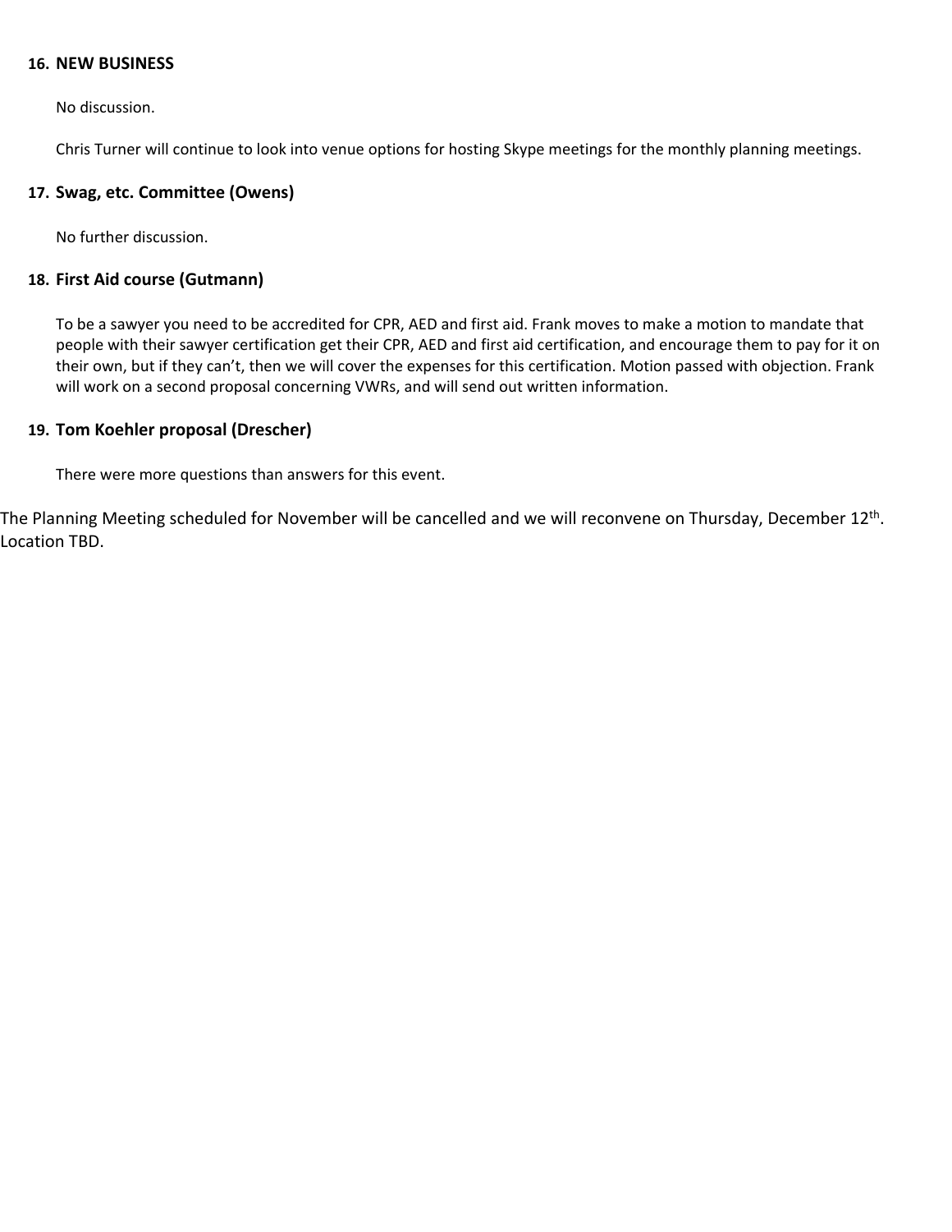16. **NEW BUSINESS**

    No discussion.

    Chris Turner will continue to look into venue options for hosting Skype meetings for the monthly planning meetings.

17. **Swag, etc. Committee (Owens)**

    No further discussion.

18. **First Aid course (Gutmann)**

    To be a sawyer you need to be accredited for CPR, AED and first aid. Frank moves to make a motion to mandate that people with their sawyer certification get their CPR, AED and first aid certification, and encourage them to pay for it on their own, but if they can't, then we will cover the expenses for this certification. Motion passed with objection. Frank will work on a second proposal concerning VWRs, and will send out written information.

19. **Tom Koehler proposal (Drescher)**

    There were more questions than answers for this event.

The Planning Meeting scheduled for November will be cancelled and we will reconvene on Thursday, December 12th. Location TBD.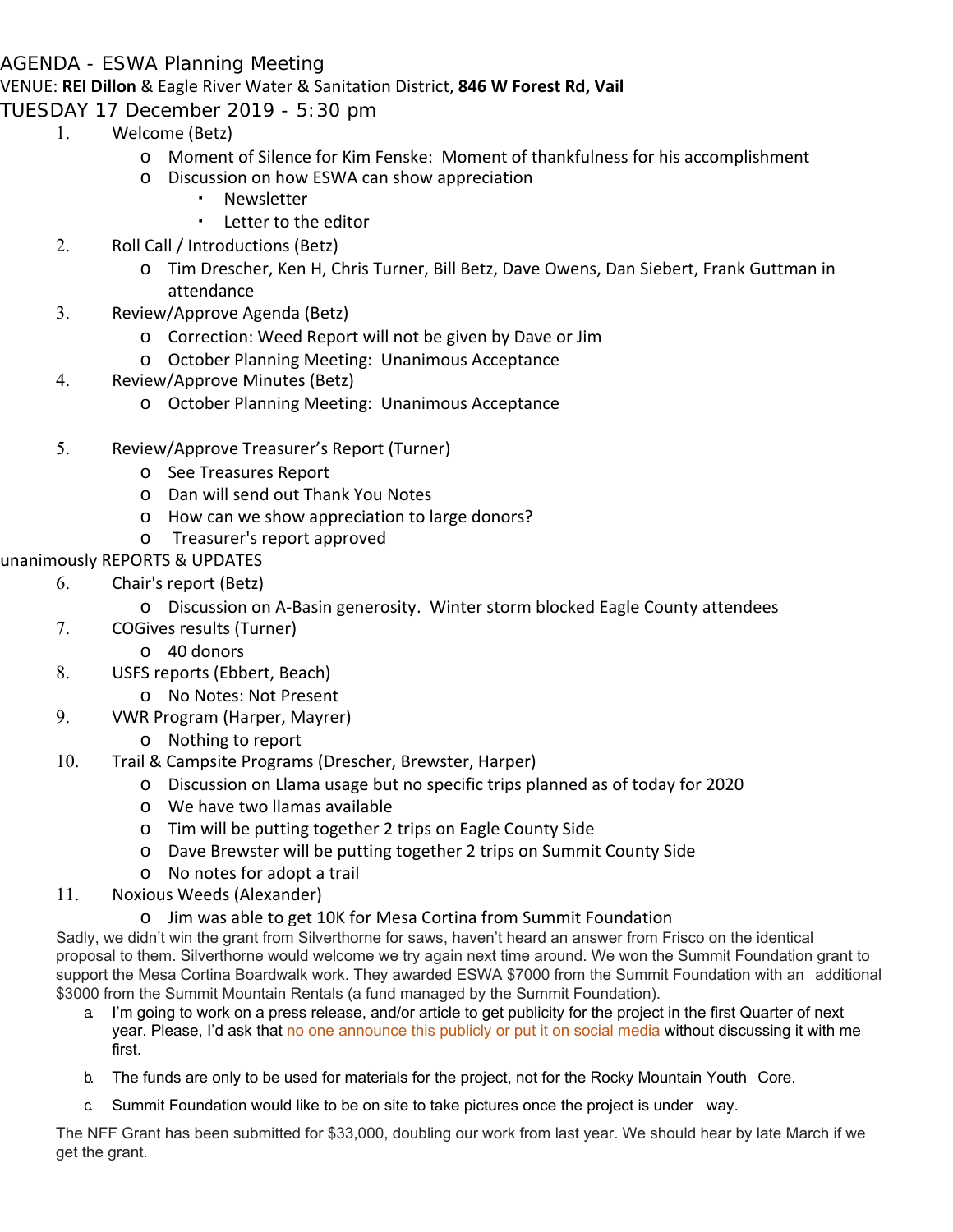AGENDA - ESWA Planning Meeting

VENUE: **REI Dillon** & Eagle River Water & Sanitation District, **846 W Forest Rd, Vail**

TUESDAY 17 December 2019 - 5:30 pm

1. Welcome (Betz)
   - Moment of Silence for Kim Fenske: Moment of thankfulness for his accomplishment
   - Discussion on how ESWA can show appreciation
     - Newsletter
     - Letter to the editor
2. Roll Call / Introductions (Betz)
   - Tim Drescher, Ken H, Chris Turner, Bill Betz, Dave Owens, Dan Siebert, Frank Guttman in attendance
3. Review/Approve Agenda (Betz)
   - Correction: Weed Report will not be given by Dave or Jim
   - October Planning Meeting: Unanimous Acceptance
4. Review/Approve Minutes (Betz)
   - October Planning Meeting: Unanimous Acceptance
5. Review/Approve Treasurer's Report (Turner)
   - See Treasures Report
   - Dan will send out Thank You Notes
   - How can we show appreciation to large donors?
   - Treasurer's report approved

unanimously REPORTS & UPDATES

6. Chair's report (Betz)
   - Discussion on A-Basin generosity. Winter storm blocked Eagle County attendees
7. COGives results (Turner)
   - 40 donors
8. USFS reports (Ebbert, Beach)
   - No Notes: Not Present
9. VWR Program (Harper, Mayrer)
   - Nothing to report
10. Trail & Campsite Programs (Drescher, Brewster, Harper)
    - Discussion on Llama usage but no specific trips planned as of today for 2020
    - We have two llamas available
    - Tim will be putting together 2 trips on Eagle County Side
    - Dave Brewster will be putting together 2 trips on Summit County Side
    - No notes for adopt a trail
11. Noxious Weeds (Alexander)
    - Jim was able to get 10K for Mesa Cortina from Summit Foundation

Sadly, we didn't win the grant from Silverthorne for saws, haven't heard an answer from Frisco on the identical proposal to them. Silverthorne would welcome we try again next time around. We won the Summit Foundation grant to support the Mesa Cortina Boardwalk work. They awarded ESWA $7000 from the Summit Foundation with an additional $3000 from the Summit Mountain Rentals (a fund managed by the Summit Foundation).

a. I'm going to work on a press release, and/or article to get publicity for the project in the first Quarter of next year. Please, I'd ask that no one announce this publicly or put it on social media without discussing it with me first.

b. The funds are only to be used for materials for the project, not for the Rocky Mountain Youth Core.

c. Summit Foundation would like to be on site to take pictures once the project is under way.

The NFF Grant has been submitted for $33,000, doubling our work from last year. We should hear by late March if we get the grant.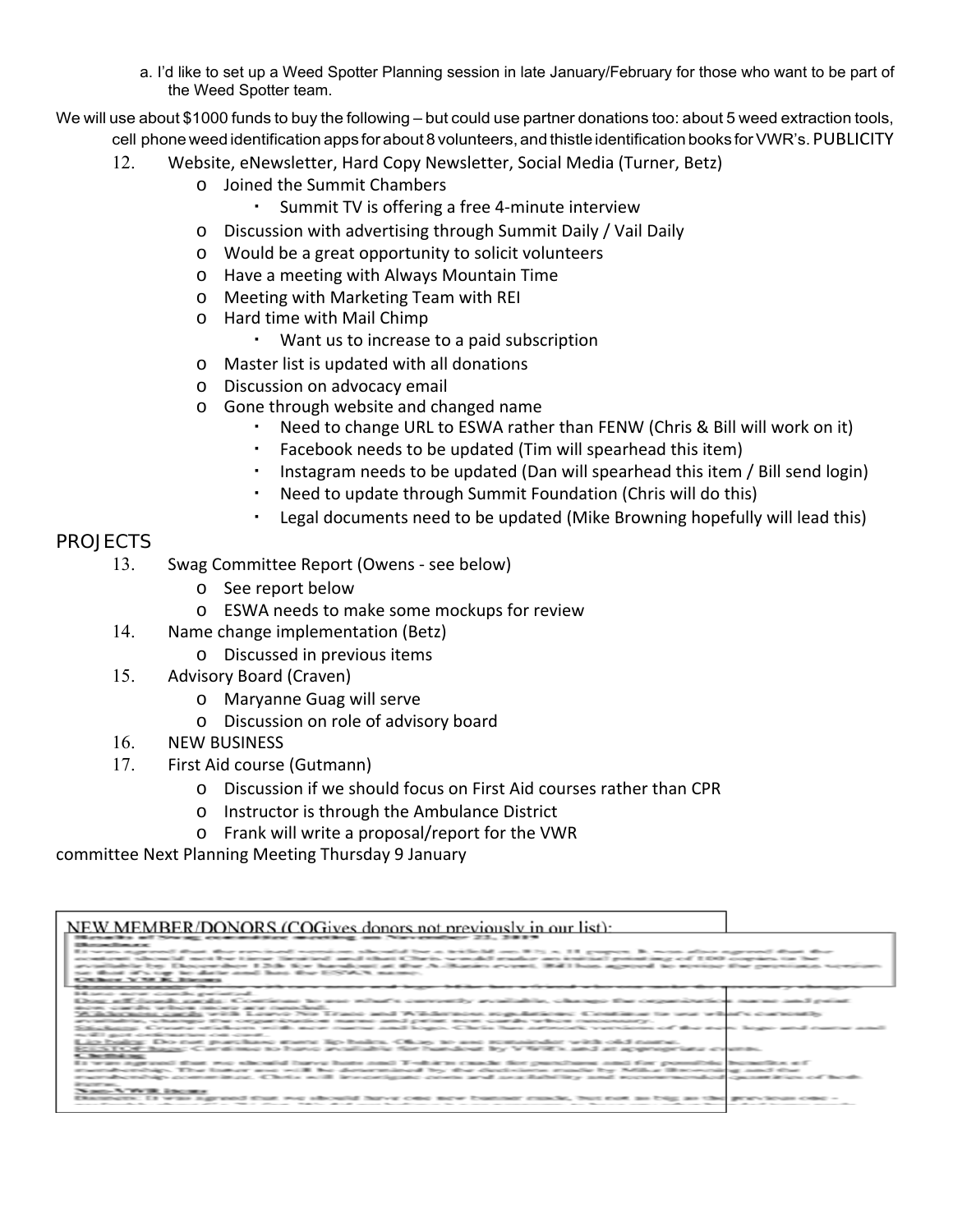a. I'd like to set up a Weed Spotter Planning session in late January/February for those who want to be part of the Weed Spotter team.

We will use about $1000 funds to buy the following – but could use partner donations too: about 5 weed extraction tools, cell phone weed identification apps for about 8 volunteers, and thistle identification books for VWR's. PUBLICITY

12. Website, eNewsletter, Hard Copy Newsletter, Social Media (Turner, Betz)
    - Joined the Summit Chambers
        - Summit TV is offering a free 4-minute interview
    - Discussion with advertising through Summit Daily / Vail Daily
    - Would be a great opportunity to solicit volunteers
    - Have a meeting with Always Mountain Time
    - Meeting with Marketing Team with REI
    - Hard time with Mail Chimp
        - Want us to increase to a paid subscription
    - Master list is updated with all donations
    - Discussion on advocacy email
    - Gone through website and changed name
        - Need to change URL to ESWA rather than FENW (Chris & Bill will work on it)
        - Facebook needs to be updated (Tim will spearhead this item)
        - Instagram needs to be updated (Dan will spearhead this item / Bill send login)
        - Need to update through Summit Foundation (Chris will do this)
        - Legal documents need to be updated (Mike Browning hopefully will lead this)

## PROJECTS

13. Swag Committee Report (Owens - see below)
    - See report below
    - ESWA needs to make some mockups for review
14. Name change implementation (Betz)
    - Discussed in previous items
15. Advisory Board (Craven)
    - Maryanne Guag will serve
    - Discussion on role of advisory board
16. NEW BUSINESS
17. First Aid course (Gutmann)
    - Discussion if we should focus on First Aid courses rather than CPR
    - Instructor is through the Ambulance District
    - Frank will write a proposal/report for the VWR

committee Next Planning Meeting Thursday 9 January

NEW MEMBER/DONORS (COGives donors not previously in our list):